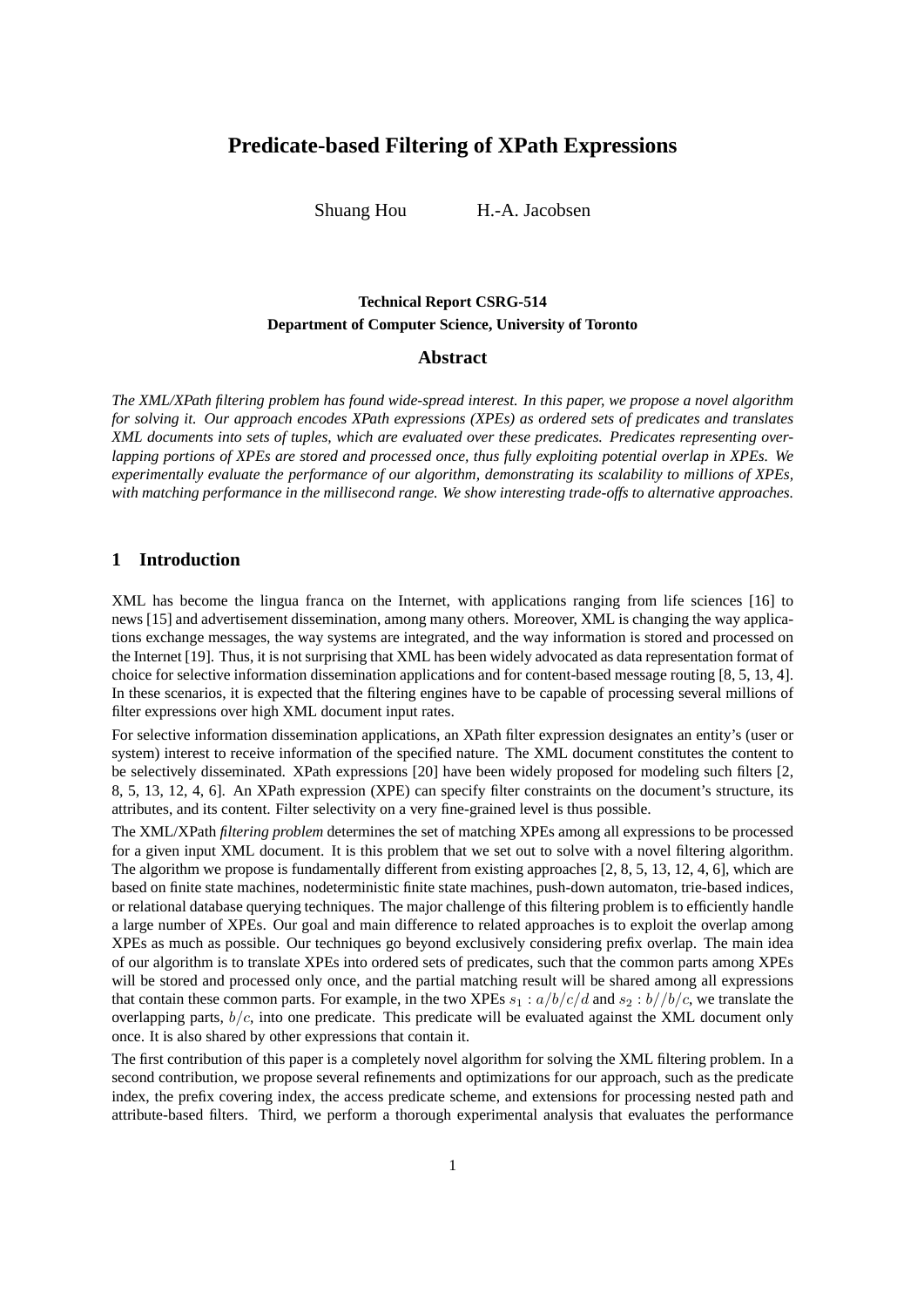# Predicate-based Filtering of XPath Expressions

Shuang Hou H.-A. Jacobsen

**Technical Report CSRG-514**
**Department of Computer Science, University of Toronto**

## Abstract

*The XML/XPath filtering problem has found wide-spread interest. In this paper, we propose a novel algorithm for solving it. Our approach encodes XPath expressions (XPEs) as ordered sets of predicates and translates XML documents into sets of tuples, which are evaluated over these predicates. Predicates representing overlapping portions of XPEs are stored and processed once, thus fully exploiting potential overlap in XPEs. We experimentally evaluate the performance of our algorithm, demonstrating its scalability to millions of XPEs, with matching performance in the millisecond range. We show interesting trade-offs to alternative approaches.*

## 1 Introduction

XML has become the lingua franca on the Internet, with applications ranging from life sciences [16] to news [15] and advertisement dissemination, among many others. Moreover, XML is changing the way applications exchange messages, the way systems are integrated, and the way information is stored and processed on the Internet [19]. Thus, it is not surprising that XML has been widely advocated as data representation format of choice for selective information dissemination applications and for content-based message routing [8, 5, 13, 4]. In these scenarios, it is expected that the filtering engines have to be capable of processing several millions of filter expressions over high XML document input rates.

For selective information dissemination applications, an XPath filter expression designates an entity's (user or system) interest to receive information of the specified nature. The XML document constitutes the content to be selectively disseminated. XPath expressions [20] have been widely proposed for modeling such filters [2, 8, 5, 13, 12, 4, 6]. An XPath expression (XPE) can specify filter constraints on the document's structure, its attributes, and its content. Filter selectivity on a very fine-grained level is thus possible.

The XML/XPath *filtering problem* determines the set of matching XPEs among all expressions to be processed for a given input XML document. It is this problem that we set out to solve with a novel filtering algorithm. The algorithm we propose is fundamentally different from existing approaches [2, 8, 5, 13, 12, 4, 6], which are based on finite state machines, nodeterministic finite state machines, push-down automaton, trie-based indices, or relational database querying techniques. The major challenge of this filtering problem is to efficiently handle a large number of XPEs. Our goal and main difference to related approaches is to exploit the overlap among XPEs as much as possible. Our techniques go beyond exclusively considering prefix overlap. The main idea of our algorithm is to translate XPEs into ordered sets of predicates, such that the common parts among XPEs will be stored and processed only once, and the partial matching result will be shared among all expressions that contain these common parts. For example, in the two XPEs $s_1 : a/b/c/d$ and $s_2 : b//b/c$, we translate the overlapping parts, $b/c$, into one predicate. This predicate will be evaluated against the XML document only once. It is also shared by other expressions that contain it.

The first contribution of this paper is a completely novel algorithm for solving the XML filtering problem. In a second contribution, we propose several refinements and optimizations for our approach, such as the predicate index, the prefix covering index, the access predicate scheme, and extensions for processing nested path and attribute-based filters. Third, we perform a thorough experimental analysis that evaluates the performance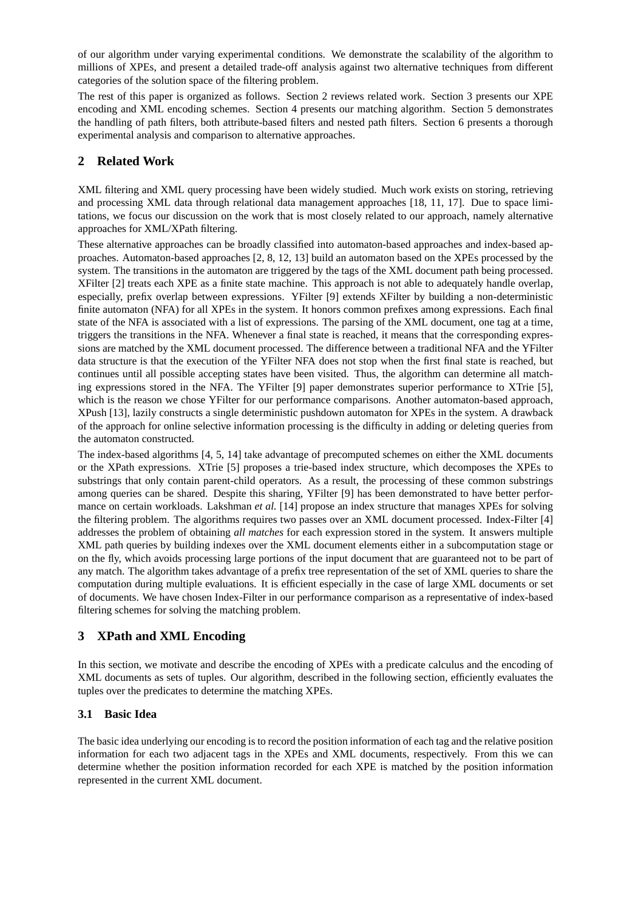of our algorithm under varying experimental conditions. We demonstrate the scalability of the algorithm to millions of XPEs, and present a detailed trade-off analysis against two alternative techniques from different categories of the solution space of the filtering problem.

The rest of this paper is organized as follows. Section 2 reviews related work. Section 3 presents our XPE encoding and XML encoding schemes. Section 4 presents our matching algorithm. Section 5 demonstrates the handling of path filters, both attribute-based filters and nested path filters. Section 6 presents a thorough experimental analysis and comparison to alternative approaches.

## 2 Related Work

XML filtering and XML query processing have been widely studied. Much work exists on storing, retrieving and processing XML data through relational data management approaches [18, 11, 17]. Due to space limitations, we focus our discussion on the work that is most closely related to our approach, namely alternative approaches for XML/XPath filtering.

These alternative approaches can be broadly classified into automaton-based approaches and index-based approaches. Automaton-based approaches [2, 8, 12, 13] build an automaton based on the XPEs processed by the system. The transitions in the automaton are triggered by the tags of the XML document path being processed. XFilter [2] treats each XPE as a finite state machine. This approach is not able to adequately handle overlap, especially, prefix overlap between expressions. YFilter [9] extends XFilter by building a non-deterministic finite automaton (NFA) for all XPEs in the system. It honors common prefixes among expressions. Each final state of the NFA is associated with a list of expressions. The parsing of the XML document, one tag at a time, triggers the transitions in the NFA. Whenever a final state is reached, it means that the corresponding expressions are matched by the XML document processed. The difference between a traditional NFA and the YFilter data structure is that the execution of the YFilter NFA does not stop when the first final state is reached, but continues until all possible accepting states have been visited. Thus, the algorithm can determine all matching expressions stored in the NFA. The YFilter [9] paper demonstrates superior performance to XTrie [5], which is the reason we chose YFilter for our performance comparisons. Another automaton-based approach, XPush [13], lazily constructs a single deterministic pushdown automaton for XPEs in the system. A drawback of the approach for online selective information processing is the difficulty in adding or deleting queries from the automaton constructed.

The index-based algorithms [4, 5, 14] take advantage of precomputed schemes on either the XML documents or the XPath expressions. XTrie [5] proposes a trie-based index structure, which decomposes the XPEs to substrings that only contain parent-child operators. As a result, the processing of these common substrings among queries can be shared. Despite this sharing, YFilter [9] has been demonstrated to have better performance on certain workloads. Lakshman *et al.* [14] propose an index structure that manages XPEs for solving the filtering problem. The algorithms requires two passes over an XML document processed. Index-Filter [4] addresses the problem of obtaining *all matches* for each expression stored in the system. It answers multiple XML path queries by building indexes over the XML document elements either in a subcomputation stage or on the fly, which avoids processing large portions of the input document that are guaranteed not to be part of any match. The algorithm takes advantage of a prefix tree representation of the set of XML queries to share the computation during multiple evaluations. It is efficient especially in the case of large XML documents or set of documents. We have chosen Index-Filter in our performance comparison as a representative of index-based filtering schemes for solving the matching problem.

## 3 XPath and XML Encoding

In this section, we motivate and describe the encoding of XPEs with a predicate calculus and the encoding of XML documents as sets of tuples. Our algorithm, described in the following section, efficiently evaluates the tuples over the predicates to determine the matching XPEs.

### 3.1 Basic Idea

The basic idea underlying our encoding is to record the position information of each tag and the relative position information for each two adjacent tags in the XPEs and XML documents, respectively. From this we can determine whether the position information recorded for each XPE is matched by the position information represented in the current XML document.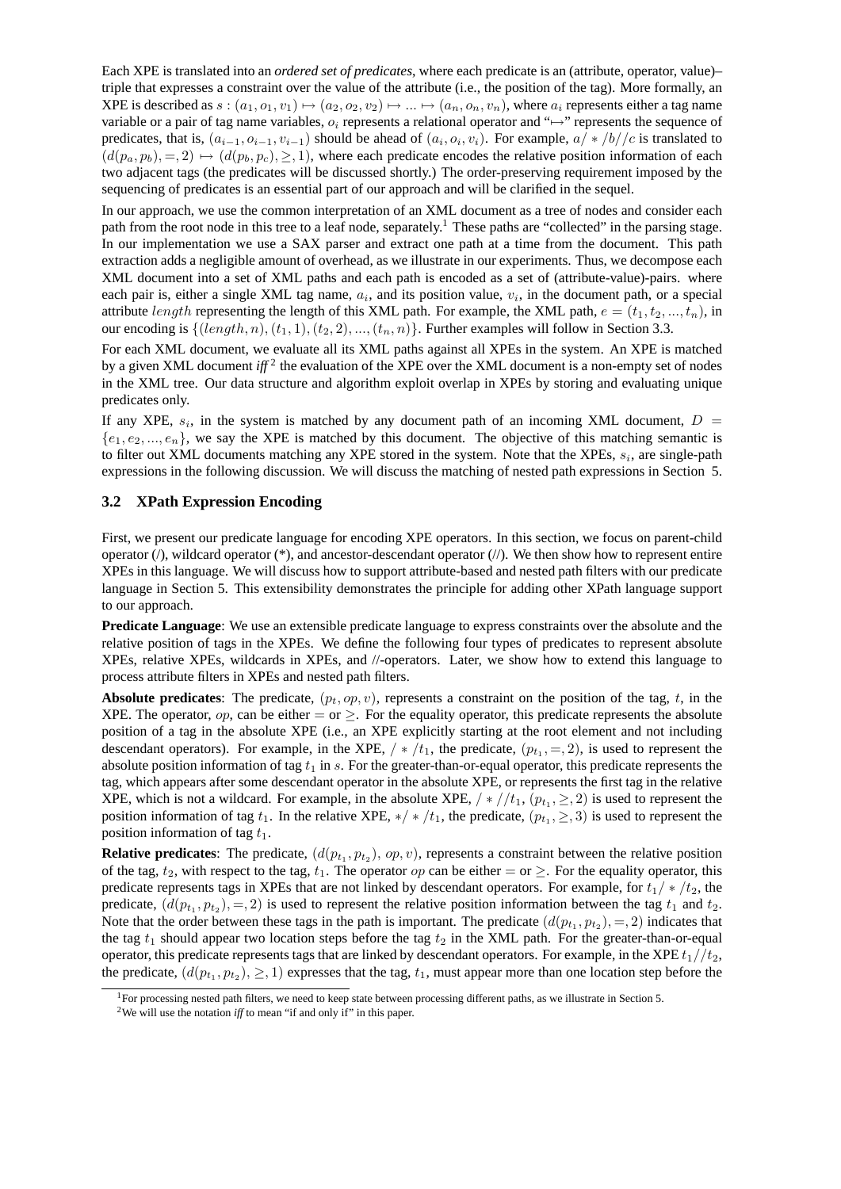Each XPE is translated into an *ordered set of predicates*, where each predicate is an (attribute, operator, value)–triple that expresses a constraint over the value of the attribute (i.e., the position of the tag). More formally, an XPE is described as $s : (a_1, o_1, v_1) \mapsto (a_2, o_2, v_2) \mapsto ... \mapsto (a_n, o_n, v_n)$, where $a_i$ represents either a tag name variable or a pair of tag name variables, $o_i$ represents a relational operator and "$\mapsto$" represents the sequence of predicates, that is, $(a_{i-1}, o_{i-1}, v_{i-1})$ should be ahead of $(a_i, o_i, v_i)$. For example, $a/*/b//c$ is translated to $(d(p_a, p_b), =, 2) \mapsto (d(p_b, p_c), \geq, 1)$, where each predicate encodes the relative position information of each two adjacent tags (the predicates will be discussed shortly.) The order-preserving requirement imposed by the sequencing of predicates is an essential part of our approach and will be clarified in the sequel.

In our approach, we use the common interpretation of an XML document as a tree of nodes and consider each path from the root node in this tree to a leaf node, separately.[1] These paths are "collected" in the parsing stage. In our implementation we use a SAX parser and extract one path at a time from the document. This path extraction adds a negligible amount of overhead, as we illustrate in our experiments. Thus, we decompose each XML document into a set of XML paths and each path is encoded as a set of (attribute-value)-pairs. where each pair is, either a single XML tag name, $a_i$, and its position value, $v_i$, in the document path, or a special attribute $length$ representing the length of this XML path. For example, the XML path, $e = (t_1, t_2, ..., t_n)$, in our encoding is $\{(length, n), (t_1, 1), (t_2, 2), ..., (t_n, n)\}$. Further examples will follow in Section 3.3.

For each XML document, we evaluate all its XML paths against all XPEs in the system. An XPE is matched by a given XML document *iff*[2] the evaluation of the XPE over the XML document is a non-empty set of nodes in the XML tree. Our data structure and algorithm exploit overlap in XPEs by storing and evaluating unique predicates only.

If any XPE, $s_i$, in the system is matched by any document path of an incoming XML document, $D = \{e_1, e_2, ..., e_n\}$, we say the XPE is matched by this document. The objective of this matching semantic is to filter out XML documents matching any XPE stored in the system. Note that the XPEs, $s_i$, are single-path expressions in the following discussion. We will discuss the matching of nested path expressions in Section 5.

### 3.2 XPath Expression Encoding

First, we present our predicate language for encoding XPE operators. In this section, we focus on parent-child operator (/), wildcard operator (*), and ancestor-descendant operator (//). We then show how to represent entire XPEs in this language. We will discuss how to support attribute-based and nested path filters with our predicate language in Section 5. This extensibility demonstrates the principle for adding other XPath language support to our approach.

**Predicate Language**: We use an extensible predicate language to express constraints over the absolute and the relative position of tags in the XPEs. We define the following four types of predicates to represent absolute XPEs, relative XPEs, wildcards in XPEs, and //-operators. Later, we show how to extend this language to process attribute filters in XPEs and nested path filters.

**Absolute predicates**: The predicate, $(p_t, op, v)$, represents a constraint on the position of the tag, $t$, in the XPE. The operator, $op$, can be either $=$ or $\geq$. For the equality operator, this predicate represents the absolute position of a tag in the absolute XPE (i.e., an XPE explicitly starting at the root element and not including descendant operators). For example, in the XPE, $/*/t_1$, the predicate, $(p_{t_1}, =, 2)$, is used to represent the absolute position information of tag $t_1$ in $s$. For the greater-than-or-equal operator, this predicate represents the tag, which appears after some descendant operator in the absolute XPE, or represents the first tag in the relative XPE, which is not a wildcard. For example, in the absolute XPE, $/*//t_1$, $(p_{t_1}, \geq, 2)$ is used to represent the position information of tag $t_1$. In the relative XPE, $*/*/t_1$, the predicate, $(p_{t_1}, \geq, 3)$ is used to represent the position information of tag $t_1$.

**Relative predicates**: The predicate, $(d(p_{t_1}, p_{t_2}), op, v)$, represents a constraint between the relative position of the tag, $t_2$, with respect to the tag, $t_1$. The operator $op$ can be either $=$ or $\geq$. For the equality operator, this predicate represents tags in XPEs that are not linked by descendant operators. For example, for $t_1/*/t_2$, the predicate, $(d(p_{t_1}, p_{t_2}), =, 2)$ is used to represent the relative position information between the tag $t_1$ and $t_2$. Note that the order between these tags in the path is important. The predicate $(d(p_{t_1}, p_{t_2}), =, 2)$ indicates that the tag $t_1$ should appear two location steps before the tag $t_2$ in the XML path. For the greater-than-or-equal operator, this predicate represents tags that are linked by descendant operators. For example, in the XPE $t_1//t_2$, the predicate, $(d(p_{t_1}, p_{t_2}), \geq, 1)$ expresses that the tag, $t_1$, must appear more than one location step before the

[1] For processing nested path filters, we need to keep state between processing different paths, as we illustrate in Section 5.

[2] We will use the notation *iff* to mean "if and only if" in this paper.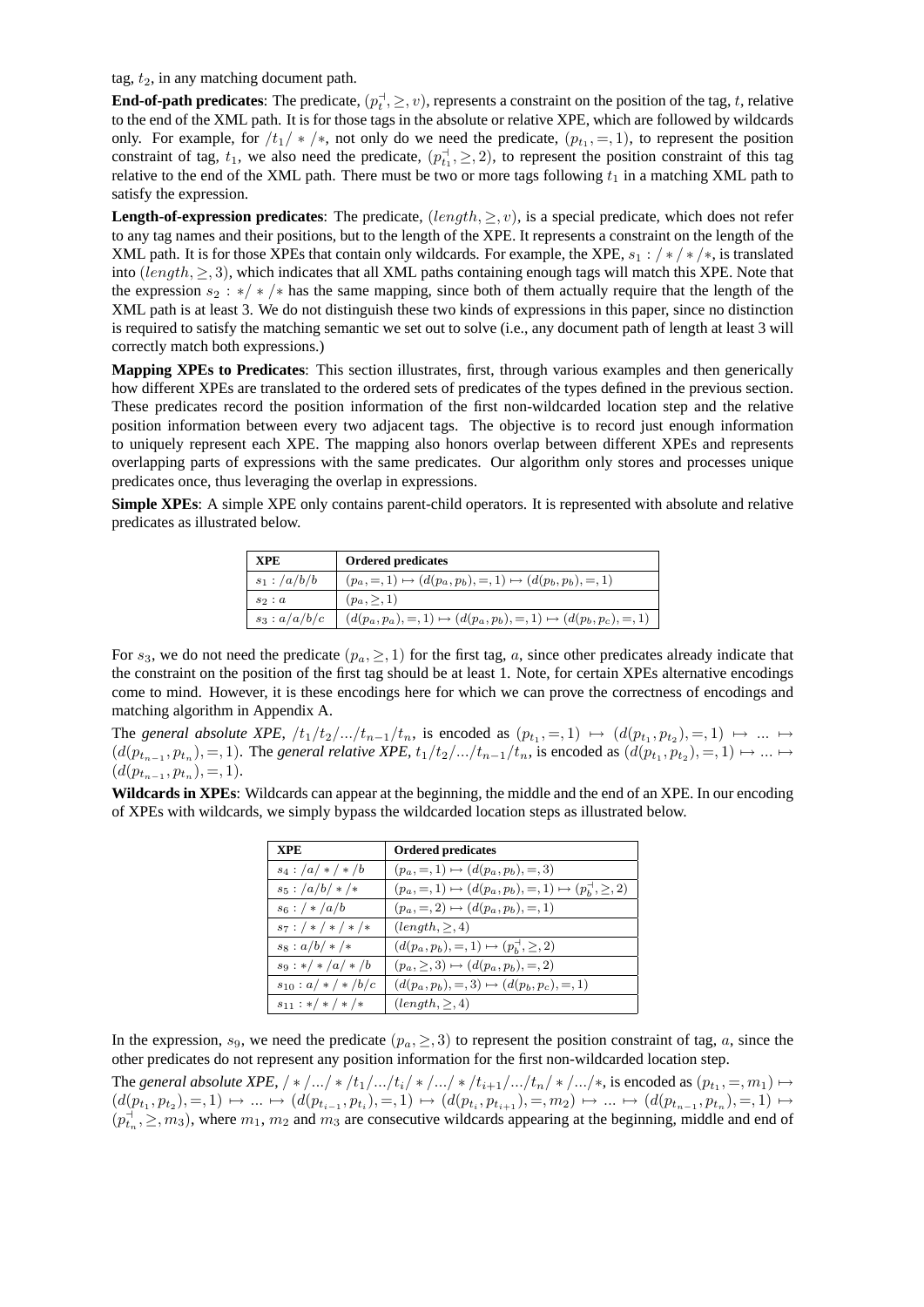tag, $t_2$, in any matching document path.

**End-of-path predicates**: The predicate, $(p_t^{\dashv}, \geq, v)$, represents a constraint on the position of the tag, $t$, relative to the end of the XML path. It is for those tags in the absolute or relative XPE, which are followed by wildcards only. For example, for $/t_1/*/*$, not only do we need the predicate, $(p_{t_1}, =, 1)$, to represent the position constraint of tag, $t_1$, we also need the predicate, $(p_{t_1}^{\dashv}, \geq, 2)$, to represent the position constraint of this tag relative to the end of the XML path. There must be two or more tags following $t_1$ in a matching XML path to satisfy the expression.

**Length-of-expression predicates**: The predicate, $(length, \geq, v)$, is a special predicate, which does not refer to any tag names and their positions, but to the length of the XPE. It represents a constraint on the length of the XML path. It is for those XPEs that contain only wildcards. For example, the XPE, $s_1 : /*/*/*$, is translated into $(length, \geq, 3)$, which indicates that all XML paths containing enough tags will match this XPE. Note that the expression $s_2 : */*/*$ has the same mapping, since both of them actually require that the length of the XML path is at least 3. We do not distinguish these two kinds of expressions in this paper, since no distinction is required to satisfy the matching semantic we set out to solve (i.e., any document path of length at least 3 will correctly match both expressions.)

**Mapping XPEs to Predicates**: This section illustrates, first, through various examples and then generically how different XPEs are translated to the ordered sets of predicates of the types defined in the previous section. These predicates record the position information of the first non-wildcarded location step and the relative position information between every two adjacent tags. The objective is to record just enough information to uniquely represent each XPE. The mapping also honors overlap between different XPEs and represents overlapping parts of expressions with the same predicates. Our algorithm only stores and processes unique predicates once, thus leveraging the overlap in expressions.

**Simple XPEs**: A simple XPE only contains parent-child operators. It is represented with absolute and relative predicates as illustrated below.

| XPE | Ordered predicates |
|---|---|
| $s_1 : /a/b/b$ | $(p_a, =, 1) \mapsto (d(p_a, p_b), =, 1) \mapsto (d(p_b, p_b), =, 1)$ |
| $s_2 : a$ | $(p_a, \geq, 1)$ |
| $s_3 : a/a/b/c$ | $(d(p_a, p_a), =, 1) \mapsto (d(p_a, p_b), =, 1) \mapsto (d(p_b, p_c), =, 1)$ |

For $s_3$, we do not need the predicate $(p_a, \geq, 1)$ for the first tag, $a$, since other predicates already indicate that the constraint on the position of the first tag should be at least 1. Note, for certain XPEs alternative encodings come to mind. However, it is these encodings here for which we can prove the correctness of encodings and matching algorithm in Appendix A.

The *general absolute XPE*, $/t_1/t_2/.../t_{n-1}/t_n$, is encoded as $(p_{t_1}, =, 1) \mapsto (d(p_{t_1}, p_{t_2}), =, 1) \mapsto ... \mapsto (d(p_{t_{n-1}}, p_{t_n}), =, 1)$. The *general relative XPE*, $t_1/t_2/.../t_{n-1}/t_n$, is encoded as $(d(p_{t_1}, p_{t_2}), =, 1) \mapsto ... \mapsto (d(p_{t_{n-1}}, p_{t_n}), =, 1)$.

**Wildcards in XPEs**: Wildcards can appear at the beginning, the middle and the end of an XPE. In our encoding of XPEs with wildcards, we simply bypass the wildcarded location steps as illustrated below.

| XPE | Ordered predicates |
|---|---|
| $s_4 : /a/*/*/b$ | $(p_a, =, 1) \mapsto (d(p_a, p_b), =, 3)$ |
| $s_5 : /a/b/*/*$ | $(p_a, =, 1) \mapsto (d(p_a, p_b), =, 1) \mapsto (p_b^{\dashv}, \geq, 2)$ |
| $s_6 : /*/a/b$ | $(p_a, =, 2) \mapsto (d(p_a, p_b), =, 1)$ |
| $s_7 : /*/*/*/*$ | $(length, \geq, 4)$ |
| $s_8 : a/b/*/*$ | $(d(p_a, p_b), =, 1) \mapsto (p_b^{\dashv}, \geq, 2)$ |
| $s_9 : */*/a/*/b$ | $(p_a, \geq, 3) \mapsto (d(p_a, p_b), =, 2)$ |
| $s_{10} : a/*/*/b/c$ | $(d(p_a, p_b), =, 3) \mapsto (d(p_b, p_c), =, 1)$ |
| $s_{11} : */*/*/*$ | $(length, \geq, 4)$ |

In the expression, $s_9$, we need the predicate $(p_a, \geq, 3)$ to represent the position constraint of tag, $a$, since the other predicates do not represent any position information for the first non-wildcarded location step.

The *general absolute XPE*, $/*/.../*/t_1/.../t_i/*/.../*/t_{i+1}/.../t_n/*/.../*$, is encoded as $(p_{t_1}, =, m_1) \mapsto (d(p_{t_1}, p_{t_2}), =, 1) \mapsto ... \mapsto (d(p_{t_{i-1}}, p_{t_i}), =, 1) \mapsto (d(p_{t_i}, p_{t_{i+1}}), =, m_2) \mapsto ... \mapsto (d(p_{t_{n-1}}, p_{t_n}), =, 1) \mapsto (p_{t_n}^{\dashv}, \geq, m_3)$, where $m_1$, $m_2$ and $m_3$ are consecutive wildcards appearing at the beginning, middle and end of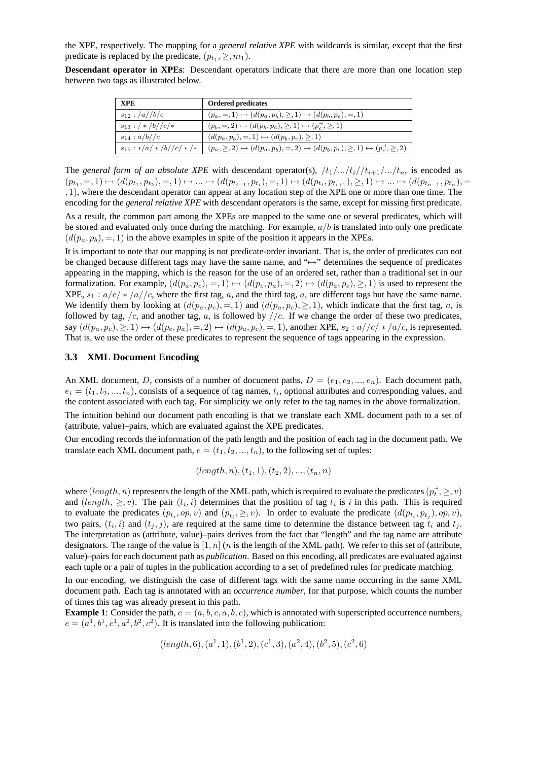the XPE, respectively. The mapping for a *general relative XPE* with wildcards is similar, except that the first predicate is replaced by the predicate, $(p_{t_1}, \geq, m_1)$.

**Descendant operator in XPEs**: Descendant operators indicate that there are more than one location step between two tags as illustrated below.

| **XPE** | **Ordered predicates** |
|---|---|
| $s_{12} : /a//b/c$ | $(p_a, =, 1) \mapsto (d(p_a, p_b), \geq, 1) \mapsto (d(p_b, p_c), =, 1)$ |
| $s_{13} : /*/b//c/*$ | $(p_b, =, 2) \mapsto (d(p_b, p_c), \geq, 1) \mapsto (p_c^{\dashv}, \geq, 1)$ |
| $s_{14} : a/b//c$ | $(d(p_a, p_b), =, 1) \mapsto (d(p_b, p_c), \geq, 1)$ |
| $s_{15} : */a/*/b//c/*/*$ | $(p_a, \geq, 2) \mapsto (d(p_a, p_b), =, 2) \mapsto (d(p_b, p_c), \geq, 1) \mapsto (p_c^{\dashv}, \geq, 2)$ |

The *general form of an absolute XPE* with descendant operator(s), $/t_1/.../t_i//t_{i+1}/.../t_n$, is encoded as $(p_{t_1}, =, 1) \mapsto (d(p_{t_1}, p_{t_2}), =, 1) \mapsto ... \mapsto (d(p_{t_{i-1}}, p_{t_i}), =, 1) \mapsto (d(p_{t_i}, p_{t_{i+1}}), \geq, 1) \mapsto ... \mapsto (d(p_{t_{n-1}}, p_{t_n}), =, 1)$, where the descendant operator can appear at any location step of the XPE one or more than one time. The encoding for the *general relative XPE* with descendant operators is the same, except for missing first predicate.

As a result, the common part among the XPEs are mapped to the same one or several predicates, which will be stored and evaluated only once during the matching. For example, $a/b$ is translated into only one predicate $(d(p_a, p_b), =, 1)$ in the above examples in spite of the position it appears in the XPEs.

It is important to note that our mapping is not predicate-order invariant. That is, the order of predicates can not be changed because different tags may have the same name, and "$\mapsto$" determines the sequence of predicates appearing in the mapping, which is the reason for the use of an ordered set, rather than a traditional set in our formalization. For example, $(d(p_a, p_c), =, 1) \mapsto (d(p_c, p_a), =, 2) \mapsto (d(p_a, p_c), \geq, 1)$ is used to represent the XPE, $s_1 : a/c/*/a//c$, where the first tag, $a$, and the third tag, $a$, are different tags but have the same name. We identify them by looking at $(d(p_a, p_c), =, 1)$ and $(d(p_a, p_c), \geq, 1)$, which indicate that the first tag, $a$, is followed by tag, $/c$, and another tag, $a$, is followed by $//c$. If we change the order of these two predicates, say $(d(p_a, p_c), \geq, 1) \mapsto (d(p_c, p_a), =, 2) \mapsto (d(p_a, p_c), =, 1)$, another XPE, $s_2 : a//c/*/a/c$, is represented. That is, we use the order of these predicates to represent the sequence of tags appearing in the expression.

### 3.3 XML Document Encoding

An XML document, $D$, consists of a number of document paths, $D = (e_1, e_2, ..., e_n)$. Each document path, $e_i = (t_1, t_2, ..., t_n)$, consists of a sequence of tag names, $t_i$, optional attributes and corresponding values, and the content associated with each tag. For simplicity we only refer to the tag names in the above formalization.

The intuition behind our document path encoding is that we translate each XML document path to a set of (attribute, value)–pairs, which are evaluated against the XPE predicates.

Our encoding records the information of the path length and the position of each tag in the document path. We translate each XML document path, $e = (t_1, t_2, ..., t_n)$, to the following set of tuples:

$$(length, n), (t_1, 1), (t_2, 2), ..., (t_n, n)$$

where $(length, n)$ represents the length of the XML path, which is required to evaluate the predicates $(p_t^{\dashv}, \geq, v)$ and $(length, \geq, v)$. The pair $(t_i, i)$ determines that the position of tag $t_i$ is $i$ in this path. This is required to evaluate the predicates $(p_{t_i}, op, v)$ and $(p_{t_i}^{\dashv}, \geq, v)$. In order to evaluate the predicate $(d(p_{t_i}, p_{t_j}), op, v)$, two pairs, $(t_i, i)$ and $(t_j, j)$, are required at the same time to determine the distance between tag $t_i$ and $t_j$. The interpretation as (attribute, value)–pairs derives from the fact that "length" and the tag name are attribute designators. The range of the value is $[1, n]$ ($n$ is the length of the XML path). We refer to this set of (attribute, value)–pairs for each document path as *publication*. Based on this encoding, all predicates are evaluated against each tuple or a pair of tuples in the publication according to a set of predefined rules for predicate matching.

In our encoding, we distinguish the case of different tags with the same name occurring in the same XML document path. Each tag is annotated with an *occurrence number*, for that purpose, which counts the number of times this tag was already present in this path.

**Example 1**: Consider the path, $e = (a, b, c, a, b, c)$, which is annotated with superscripted occurrence numbers, $e = (a^1, b^1, c^1, a^2, b^2, c^2)$. It is translated into the following publication:

$$(length, 6), (a^1, 1), (b^1, 2), (c^1, 3), (a^2, 4), (b^2, 5), (c^2, 6)$$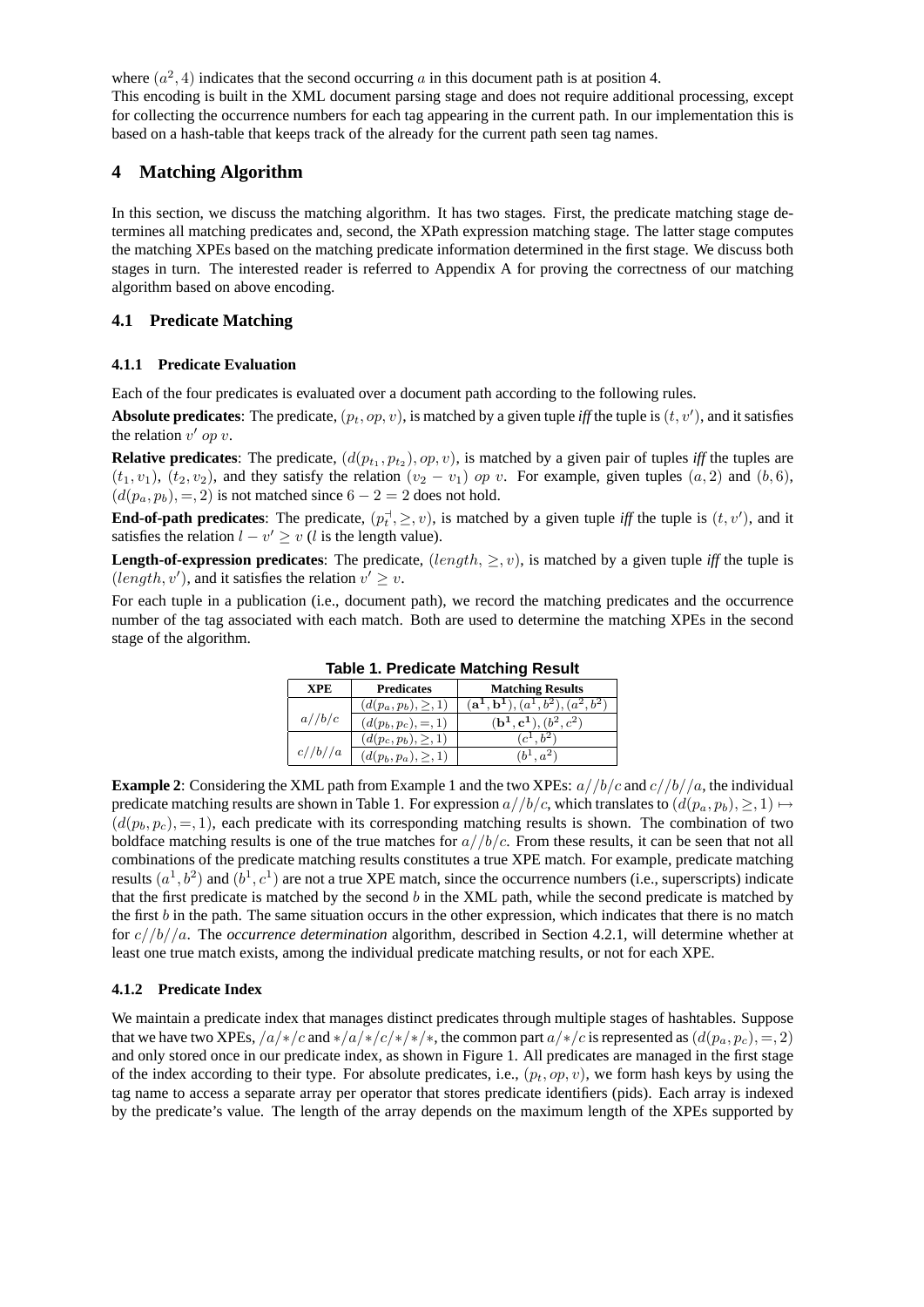where $(a^2, 4)$ indicates that the second occurring $a$ in this document path is at position 4.
This encoding is built in the XML document parsing stage and does not require additional processing, except for collecting the occurrence numbers for each tag appearing in the current path. In our implementation this is based on a hash-table that keeps track of the already for the current path seen tag names.

# 4 Matching Algorithm

In this section, we discuss the matching algorithm. It has two stages. First, the predicate matching stage determines all matching predicates and, second, the XPath expression matching stage. The latter stage computes the matching XPEs based on the matching predicate information determined in the first stage. We discuss both stages in turn. The interested reader is referred to Appendix A for proving the correctness of our matching algorithm based on above encoding.

## 4.1 Predicate Matching

### 4.1.1 Predicate Evaluation

Each of the four predicates is evaluated over a document path according to the following rules.

**Absolute predicates**: The predicate, $(p_t, op, v)$, is matched by a given tuple *iff* the tuple is $(t, v')$, and it satisfies the relation $v'\ op\ v$.

**Relative predicates**: The predicate, $(d(p_{t_1}, p_{t_2}), op, v)$, is matched by a given pair of tuples *iff* the tuples are $(t_1, v_1)$, $(t_2, v_2)$, and they satisfy the relation $(v_2 - v_1)\ op\ v$. For example, given tuples $(a, 2)$ and $(b, 6)$, $(d(p_a, p_b), =, 2)$ is not matched since $6 - 2 = 2$ does not hold.

**End-of-path predicates**: The predicate, $(p_t^{\dashv}, \geq, v)$, is matched by a given tuple *iff* the tuple is $(t, v')$, and it satisfies the relation $l - v' \geq v$ ($l$ is the length value).

**Length-of-expression predicates**: The predicate, $(length, \geq, v)$, is matched by a given tuple *iff* the tuple is $(length, v')$, and it satisfies the relation $v' \geq v$.

For each tuple in a publication (i.e., document path), we record the matching predicates and the occurrence number of the tag associated with each match. Both are used to determine the matching XPEs in the second stage of the algorithm.

**Table 1. Predicate Matching Result**

| XPE | Predicates | Matching Results |
|---|---|---|
| $a//b/c$ | $(d(p_a, p_b), \geq, 1)$ | $(\mathbf{a^1}, \mathbf{b^1}), (a^1, b^2), (a^2, b^2)$ |
| | $(d(p_b, p_c), =, 1)$ | $(\mathbf{b^1}, \mathbf{c^1}), (b^2, c^2)$ |
| $c//b//a$ | $(d(p_c, p_b), \geq, 1)$ | $(c^1, b^2)$ |
| | $(d(p_b, p_a), \geq, 1)$ | $(b^1, a^2)$ |

**Example 2**: Considering the XML path from Example 1 and the two XPEs: $a//b/c$ and $c//b//a$, the individual predicate matching results are shown in Table 1. For expression $a//b/c$, which translates to $(d(p_a, p_b), \geq, 1) \mapsto (d(p_b, p_c), =, 1)$, each predicate with its corresponding matching results is shown. The combination of two boldface matching results is one of the true matches for $a//b/c$. From these results, it can be seen that not all combinations of the predicate matching results constitutes a true XPE match. For example, predicate matching results $(a^1, b^2)$ and $(b^1, c^1)$ are not a true XPE match, since the occurrence numbers (i.e., superscripts) indicate that the first predicate is matched by the second $b$ in the XML path, while the second predicate is matched by the first $b$ in the path. The same situation occurs in the other expression, which indicates that there is no match for $c//b//a$. The *occurrence determination* algorithm, described in Section 4.2.1, will determine whether at least one true match exists, among the individual predicate matching results, or not for each XPE.

### 4.1.2 Predicate Index

We maintain a predicate index that manages distinct predicates through multiple stages of hashtables. Suppose that we have two XPEs, $/a/*/c$ and $*/a/*/c/*/*/*$, the common part $a/*/c$ is represented as $(d(p_a, p_c), =, 2)$ and only stored once in our predicate index, as shown in Figure 1. All predicates are managed in the first stage of the index according to their type. For absolute predicates, i.e., $(p_t, op, v)$, we form hash keys by using the tag name to access a separate array per operator that stores predicate identifiers (pids). Each array is indexed by the predicate's value. The length of the array depends on the maximum length of the XPEs supported by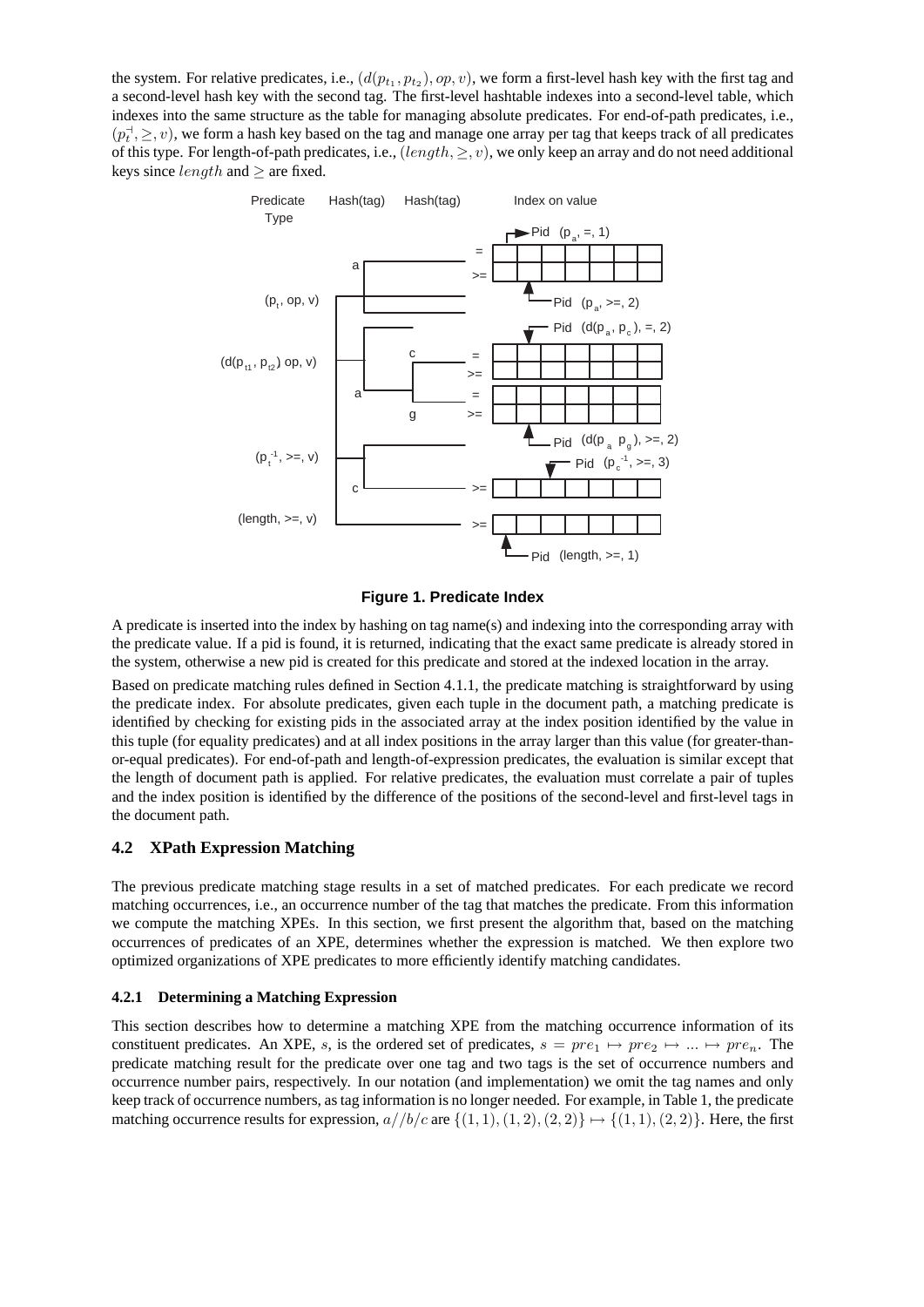the system. For relative predicates, i.e., $(d(p_{t_1}, p_{t_2}), op, v)$, we form a first-level hash key with the first tag and a second-level hash key with the second tag. The first-level hashtable indexes into a second-level table, which indexes into the same structure as the table for managing absolute predicates. For end-of-path predicates, i.e., $(p_t^{-1}, \geq, v)$, we form a hash key based on the tag and manage one array per tag that keeps track of all predicates of this type. For length-of-path predicates, i.e., $(length, \geq, v)$, we only keep an array and do not need additional keys since $length$ and $\geq$ are fixed.

Predicate Type
Hash(tag)
Hash(tag)
Index on value
(p_t, op, v)
(d(p_t1, p_t2) op, v)
(p_t^-1, >=, v)
(length, >=, v)
a
a
c
g
c
=
>=
Pid (p_a, =, 1)
Pid (p_a, >=, 2)
Pid (d(p_a, p_c), =, 2)
Pid (d(p_a p_g), >=, 2)
Pid (p_c^-1, >=, 3)
Pid (length, >=, 1)

**Figure 1. Predicate Index**

A predicate is inserted into the index by hashing on tag name(s) and indexing into the corresponding array with the predicate value. If a pid is found, it is returned, indicating that the exact same predicate is already stored in the system, otherwise a new pid is created for this predicate and stored at the indexed location in the array.

Based on predicate matching rules defined in Section 4.1.1, the predicate matching is straightforward by using the predicate index. For absolute predicates, given each tuple in the document path, a matching predicate is identified by checking for existing pids in the associated array at the index position identified by the value in this tuple (for equality predicates) and at all index positions in the array larger than this value (for greater-than-or-equal predicates). For end-of-path and length-of-expression predicates, the evaluation is similar except that the length of document path is applied. For relative predicates, the evaluation must correlate a pair of tuples and the index position is identified by the difference of the positions of the second-level and first-level tags in the document path.

## 4.2 XPath Expression Matching

The previous predicate matching stage results in a set of matched predicates. For each predicate we record matching occurrences, i.e., an occurrence number of the tag that matches the predicate. From this information we compute the matching XPEs. In this section, we first present the algorithm that, based on the matching occurrences of predicates of an XPE, determines whether the expression is matched. We then explore two optimized organizations of XPE predicates to more efficiently identify matching candidates.

### 4.2.1 Determining a Matching Expression

This section describes how to determine a matching XPE from the matching occurrence information of its constituent predicates. An XPE, $s$, is the ordered set of predicates, $s = pre_1 \mapsto pre_2 \mapsto ... \mapsto pre_n$. The predicate matching result for the predicate over one tag and two tags is the set of occurrence numbers and occurrence number pairs, respectively. In our notation (and implementation) we omit the tag names and only keep track of occurrence numbers, as tag information is no longer needed. For example, in Table 1, the predicate matching occurrence results for expression, $a//b/c$ are $\{(1,1),(1,2),(2,2)\} \mapsto \{(1,1),(2,2)\}$. Here, the first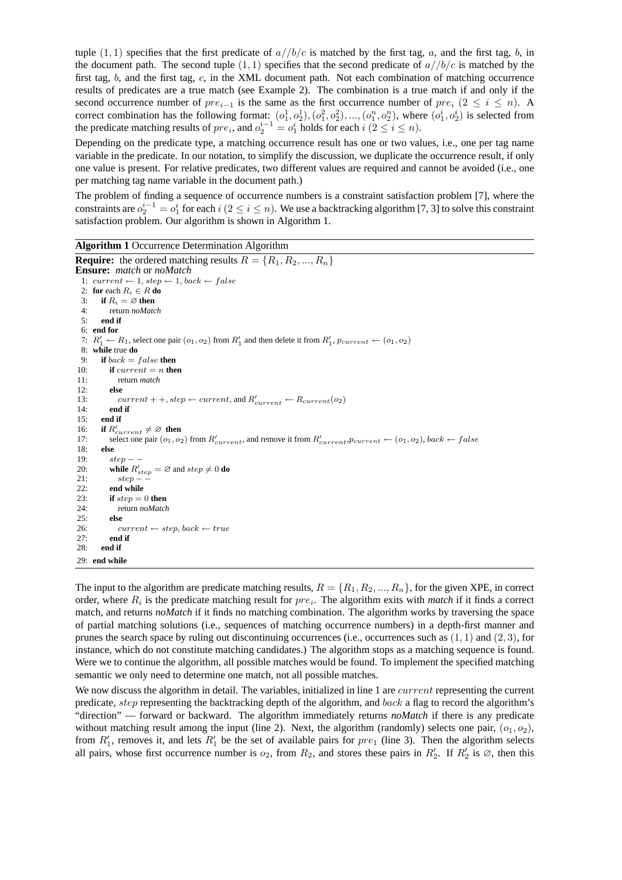tuple $(1, 1)$ specifies that the first predicate of $a//b/c$ is matched by the first tag, $a$, and the first tag, $b$, in the document path. The second tuple $(1, 1)$ specifies that the second predicate of $a//b/c$ is matched by the first tag, $b$, and the first tag, $c$, in the XML document path. Not each combination of matching occurrence results of predicates are a true match (see Example 2). The combination is a true match if and only if the second occurrence number of $pre_{i-1}$ is the same as the first occurrence number of $pre_i$ $(2 \le i \le n)$. A correct combination has the following format: $(o_1^1, o_2^1), (o_1^2, o_2^2), ..., (o_1^n, o_2^n)$, where $(o_1^i, o_2^i)$ is selected from the predicate matching results of $pre_i$, and $o_2^{i-1} = o_1^i$ holds for each $i$ $(2 \le i \le n)$.

Depending on the predicate type, a matching occurrence result has one or two values, i.e., one per tag name variable in the predicate. In our notation, to simplify the discussion, we duplicate the occurrence result, if only one value is present. For relative predicates, two different values are required and cannot be avoided (i.e., one per matching tag name variable in the document path.)

The problem of finding a sequence of occurrence numbers is a constraint satisfaction problem [7], where the constraints are $o_2^{i-1} = o_1^i$ for each $i$ $(2 \le i \le n)$. We use a backtracking algorithm [7, 3] to solve this constraint satisfaction problem. Our algorithm is shown in Algorithm 1.

**Algorithm 1** Occurrence Determination Algorithm

```
Require: the ordered matching results R = {R_1, R_2, ..., R_n}
Ensure: match or noMatch
 1: current ← 1, step ← 1, back ← false
 2: for each R_i ∈ R do
 3:    if R_i = ∅ then
 4:       return noMatch
 5:    end if
 6: end for
 7: R'_1 ← R_1, select one pair (o_1, o_2) from R'_1 and then delete it from R'_1, p_current ← (o_1, o_2)
 8: while true do
 9:    if back = false then
10:       if current = n then
11:          return match
12:       else
13:          current++, step ← current, and R'_current ← R_current(o_2)
14:       end if
15:    end if
16:    if R'_current ≠ ∅ then
17:       select one pair (o_1, o_2) from R'_current, and remove it from R'_current, p_current ← (o_1, o_2), back ← false
18:    else
19:       step−−
20:       while R'_step = ∅ and step ≠ 0 do
21:          step−−
22:       end while
23:       if step = 0 then
24:          return noMatch
25:       else
26:          current ← step, back ← true
27:       end if
28:    end if
29: end while
```

The input to the algorithm are predicate matching results, $R = \{R_1, R_2, ..., R_n\}$, for the given XPE, in correct order, where $R_i$ is the predicate matching result for $pre_i$. The algorithm exits with *match* if it finds a correct match, and returns *noMatch* if it finds no matching combination. The algorithm works by traversing the space of partial matching solutions (i.e., sequences of matching occurrence numbers) in a depth-first manner and prunes the search space by ruling out discontinuing occurrences (i.e., occurrences such as $(1, 1)$ and $(2, 3)$, for instance, which do not constitute matching candidates.) The algorithm stops as a matching sequence is found. Were we to continue the algorithm, all possible matches would be found. To implement the specified matching semantic we only need to determine one match, not all possible matches.

We now discuss the algorithm in detail. The variables, initialized in line 1 are $current$ representing the current predicate, $step$ representing the backtracking depth of the algorithm, and $back$ a flag to record the algorithm's "direction" — forward or backward. The algorithm immediately returns *noMatch* if there is any predicate without matching result among the input (line 2). Next, the algorithm (randomly) selects one pair, $(o_1, o_2)$, from $R'_1$, removes it, and lets $R'_1$ be the set of available pairs for $pre_1$ (line 3). Then the algorithm selects all pairs, whose first occurrence number is $o_2$, from $R_2$, and stores these pairs in $R'_2$. If $R'_2$ is $\varnothing$, then this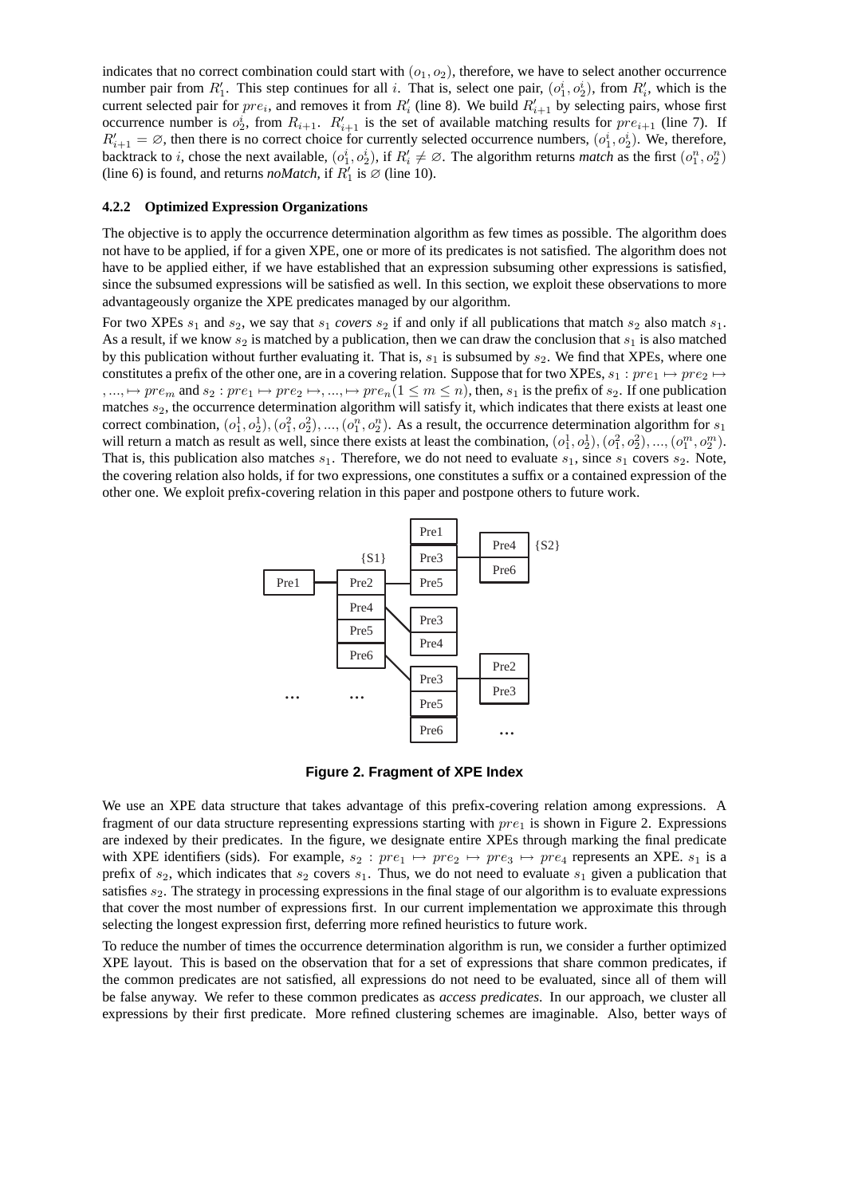indicates that no correct combination could start with $(o_1, o_2)$, therefore, we have to select another occurrence number pair from $R'_1$. This step continues for all $i$. That is, select one pair, $(o_1^i, o_2^i)$, from $R'_i$, which is the current selected pair for $pre_i$, and removes it from $R'_i$ (line 8). We build $R'_{i+1}$ by selecting pairs, whose first occurrence number is $o_2^i$, from $R_{i+1}$. $R'_{i+1}$ is the set of available matching results for $pre_{i+1}$ (line 7). If $R'_{i+1} = \varnothing$, then there is no correct choice for currently selected occurrence numbers, $(o_1^i, o_2^i)$. We, therefore, backtrack to $i$, chose the next available, $(o_1^i, o_2^i)$, if $R'_i \neq \varnothing$. The algorithm returns *match* as the first $(o_1^n, o_2^n)$ (line 6) is found, and returns *noMatch*, if $R'_1$ is $\varnothing$ (line 10).

#### 4.2.2 Optimized Expression Organizations

The objective is to apply the occurrence determination algorithm as few times as possible. The algorithm does not have to be applied, if for a given XPE, one or more of its predicates is not satisfied. The algorithm does not have to be applied either, if we have established that an expression subsuming other expressions is satisfied, since the subsumed expressions will be satisfied as well. In this section, we exploit these observations to more advantageously organize the XPE predicates managed by our algorithm.

For two XPEs $s_1$ and $s_2$, we say that $s_1$ *covers* $s_2$ if and only if all publications that match $s_2$ also match $s_1$. As a result, if we know $s_2$ is matched by a publication, then we can draw the conclusion that $s_1$ is also matched by this publication without further evaluating it. That is, $s_1$ is subsumed by $s_2$. We find that XPEs, where one constitutes a prefix of the other one, are in a covering relation. Suppose that for two XPEs, $s_1 : pre_1 \mapsto pre_2 \mapsto, ..., \mapsto pre_m$ and $s_2 : pre_1 \mapsto pre_2 \mapsto, ..., \mapsto pre_n (1 \leq m \leq n)$, then, $s_1$ is the prefix of $s_2$. If one publication matches $s_2$, the occurrence determination algorithm will satisfy it, which indicates that there exists at least one correct combination, $(o_1^1, o_2^1), (o_1^2, o_2^2), ..., (o_1^n, o_2^n)$. As a result, the occurrence determination algorithm for $s_1$ will return a match as result as well, since there exists at least the combination, $(o_1^1, o_2^1), (o_1^2, o_2^2), ..., (o_1^m, o_2^m)$. That is, this publication also matches $s_1$. Therefore, we do not need to evaluate $s_1$, since $s_1$ covers $s_2$. Note, the covering relation also holds, if for two expressions, one constitutes a suffix or a contained expression of the other one. We exploit prefix-covering relation in this paper and postpone others to future work.

**Figure 2. Fragment of XPE Index**

We use an XPE data structure that takes advantage of this prefix-covering relation among expressions. A fragment of our data structure representing expressions starting with $pre_1$ is shown in Figure 2. Expressions are indexed by their predicates. In the figure, we designate entire XPEs through marking the final predicate with XPE identifiers (sids). For example, $s_2 : pre_1 \mapsto pre_2 \mapsto pre_3 \mapsto pre_4$ represents an XPE. $s_1$ is a prefix of $s_2$, which indicates that $s_2$ covers $s_1$. Thus, we do not need to evaluate $s_1$ given a publication that satisfies $s_2$. The strategy in processing expressions in the final stage of our algorithm is to evaluate expressions that cover the most number of expressions first. In our current implementation we approximate this through selecting the longest expression first, deferring more refined heuristics to future work.

To reduce the number of times the occurrence determination algorithm is run, we consider a further optimized XPE layout. This is based on the observation that for a set of expressions that share common predicates, if the common predicates are not satisfied, all expressions do not need to be evaluated, since all of them will be false anyway. We refer to these common predicates as *access predicates*. In our approach, we cluster all expressions by their first predicate. More refined clustering schemes are imaginable. Also, better ways of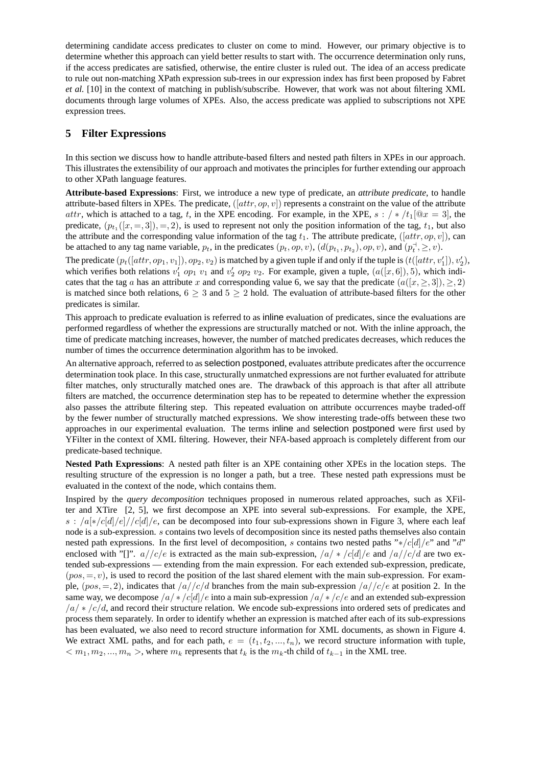determining candidate access predicates to cluster on come to mind. However, our primary objective is to determine whether this approach can yield better results to start with. The occurrence determination only runs, if the access predicates are satisfied, otherwise, the entire cluster is ruled out. The idea of an access predicate to rule out non-matching XPath expression sub-trees in our expression index has first been proposed by Fabret *et al.* [10] in the context of matching in publish/subscribe. However, that work was not about filtering XML documents through large volumes of XPEs. Also, the access predicate was applied to subscriptions not XPE expression trees.

## 5 Filter Expressions

In this section we discuss how to handle attribute-based filters and nested path filters in XPEs in our approach. This illustrates the extensibility of our approach and motivates the principles for further extending our approach to other XPath language features.

**Attribute-based Expressions**: First, we introduce a new type of predicate, an *attribute predicate*, to handle attribute-based filters in XPEs. The predicate, $([attr, op, v])$ represents a constraint on the value of the attribute $attr$, which is attached to a tag, $t$, in the XPE encoding. For example, in the XPE, $s : / * /t_1[@x = 3]$, the predicate, $(p_{t_1}([x, =, 3]), =, 2)$, is used to represent not only the position information of the tag, $t_1$, but also the attribute and the corresponding value information of the tag $t_1$. The attribute predicate, $([attr, op, v])$, can be attached to any tag name variable, $p_t$, in the predicates $(p_t, op, v)$, $(d(p_{t_1}, p_{t_2}), op, v)$, and $(p_t^{\dashv}, \geq, v)$.

The predicate $(p_t([attr, op_1, v_1]), op_2, v_2)$ is matched by a given tuple if and only if the tuple is $(t([attr, v_1']), v_2')$, which verifies both relations $v_1'\ op_1\ v_1$ and $v_2'\ op_2\ v_2$. For example, given a tuple, $(a([x, 6]), 5)$, which indicates that the tag $a$ has an attribute $x$ and corresponding value 6, we say that the predicate $(a([x, \geq, 3]), \geq, 2)$ is matched since both relations, $6 \geq 3$ and $5 \geq 2$ hold. The evaluation of attribute-based filters for the other predicates is similar.

This approach to predicate evaluation is referred to as inline evaluation of predicates, since the evaluations are performed regardless of whether the expressions are structurally matched or not. With the inline approach, the time of predicate matching increases, however, the number of matched predicates decreases, which reduces the number of times the occurrence determination algorithm has to be invoked.

An alternative approach, referred to as selection postponed, evaluates attribute predicates after the occurrence determination took place. In this case, structurally unmatched expressions are not further evaluated for attribute filter matches, only structurally matched ones are. The drawback of this approach is that after all attribute filters are matched, the occurrence determination step has to be repeated to determine whether the expression also passes the attribute filtering step. This repeated evaluation on attribute occurrences maybe traded-off by the fewer number of structurally matched expressions. We show interesting trade-offs between these two approaches in our experimental evaluation. The terms inline and selection postponed were first used by YFilter in the context of XML filtering. However, their NFA-based approach is completely different from our predicate-based technique.

**Nested Path Expressions**: A nested path filter is an XPE containing other XPEs in the location steps. The resulting structure of the expression is no longer a path, but a tree. These nested path expressions must be evaluated in the context of the node, which contains them.

Inspired by the *query decomposition* techniques proposed in numerous related approaches, such as XFilter and XTire [2, 5], we first decompose an XPE into several sub-expressions. For example, the XPE, $s : /a[*/c[d]/e]//c[d]/e$, can be decomposed into four sub-expressions shown in Figure 3, where each leaf node is a sub-expression. $s$ contains two levels of decomposition since its nested paths themselves also contain nested path expressions. In the first level of decomposition, $s$ contains two nested paths "$*/c[d]/e$" and "$d$" enclosed with "[]". $a//c/e$ is extracted as the main sub-expression, $/a/*/c[d]/e$ and $/a//c/d$ are two extended sub-expressions — extending from the main expression. For each extended sub-expression, predicate, $(pos, =, v)$, is used to record the position of the last shared element with the main sub-expression. For example, $(pos, =, 2)$, indicates that $/a//c/d$ branches from the main sub-expression $/a//c/e$ at position 2. In the same way, we decompose $/a/*/c[d]/e$ into a main sub-expression $/a/*/c/e$ and an extended sub-expression $/a/*/c/d$, and record their structure relation. We encode sub-expressions into ordered sets of predicates and process them separately. In order to identify whether an expression is matched after each of its sub-expressions has been evaluated, we also need to record structure information for XML documents, as shown in Figure 4. We extract XML paths, and for each path, $e = (t_1, t_2, ..., t_n)$, we record structure information with tuple, $< m_1, m_2, ..., m_n >$, where $m_k$ represents that $t_k$ is the $m_k$-th child of $t_{k-1}$ in the XML tree.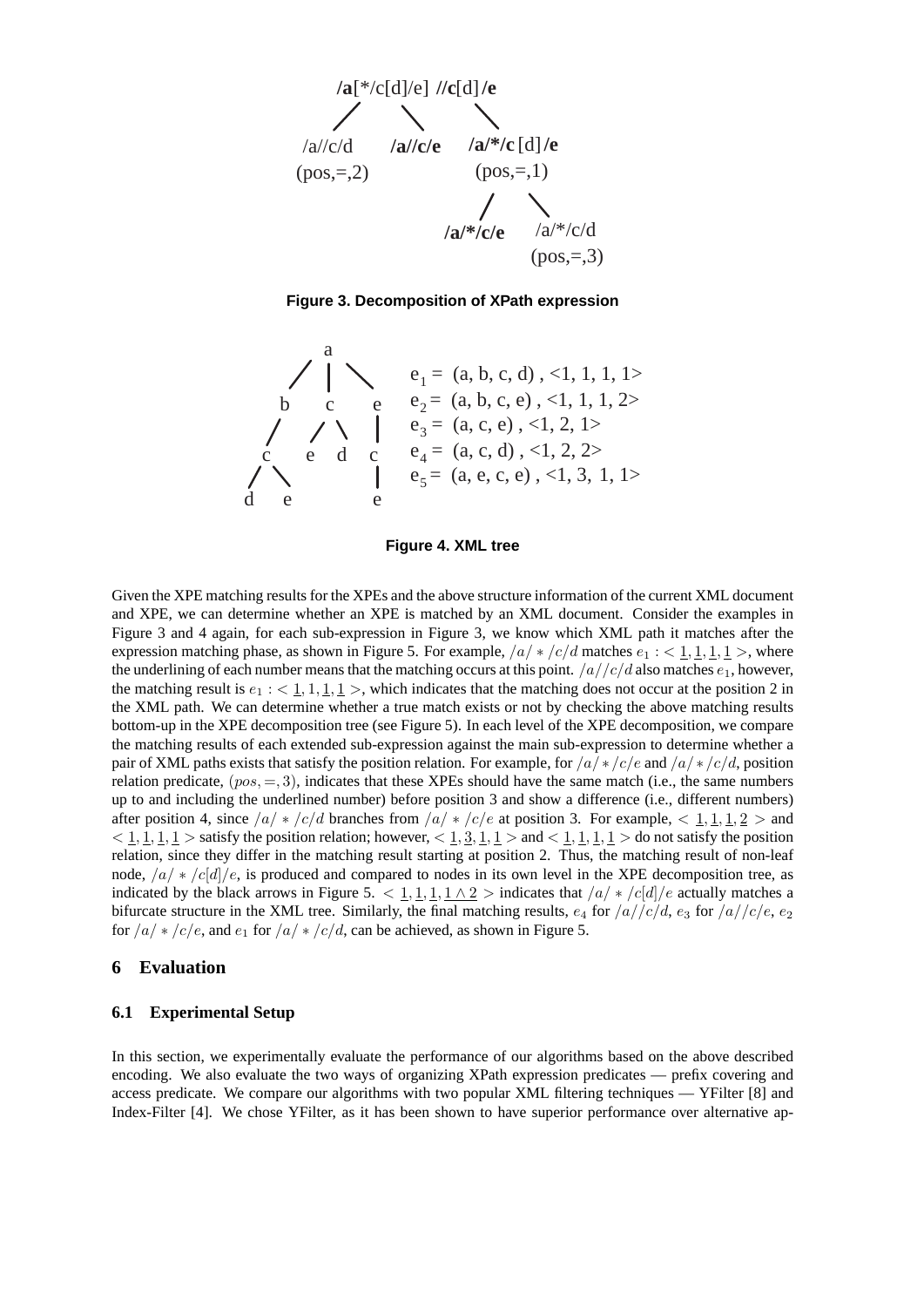Figure 3. Decomposition of XPath expression

Figure 4. XML tree

Given the XPE matching results for the XPEs and the above structure information of the current XML document and XPE, we can determine whether an XPE is matched by an XML document. Consider the examples in Figure 3 and 4 again, for each sub-expression in Figure 3, we know which XML path it matches after the expression matching phase, as shown in Figure 5. For example, $/a/*/c/d$ matches $e_1 : < \underline{1}, \underline{1}, \underline{1}, \underline{1} >$, where the underlining of each number means that the matching occurs at this point. $/a//c/d$ also matches $e_1$, however, the matching result is $e_1 : < \underline{1}, 1, \underline{1}, \underline{1} >$, which indicates that the matching does not occur at the position 2 in the XML path. We can determine whether a true match exists or not by checking the above matching results bottom-up in the XPE decomposition tree (see Figure 5). In each level of the XPE decomposition, we compare the matching results of each extended sub-expression against the main sub-expression to determine whether a pair of XML paths exists that satisfy the position relation. For example, for $/a/*/c/e$ and $/a/*/c/d$, position relation predicate, $(pos, =, 3)$, indicates that these XPEs should have the same match (i.e., the same numbers up to and including the underlined number) before position 3 and show a difference (i.e., different numbers) after position 4, since $/a/*/c/d$ branches from $/a/*/c/e$ at position 3. For example, $< \underline{1}, \underline{1}, \underline{1}, \underline{2} >$ and $< \underline{1}, \underline{1}, \underline{1}, \underline{1} >$ satisfy the position relation; however, $< \underline{1}, \underline{3}, \underline{1}, \underline{1} >$ and $< \underline{1}, \underline{1}, \underline{1}, \underline{1} >$ do not satisfy the position relation, since they differ in the matching result starting at position 2. Thus, the matching result of non-leaf node, $/a/*/c[d]/e$, is produced and compared to nodes in its own level in the XPE decomposition tree, as indicated by the black arrows in Figure 5. $< \underline{1}, \underline{1}, \underline{1}, \underline{1 \wedge 2} >$ indicates that $/a/*/c[d]/e$ actually matches a bifurcate structure in the XML tree. Similarly, the final matching results, $e_4$ for $/a//c/d$, $e_3$ for $/a//c/e$, $e_2$ for $/a/*/c/e$, and $e_1$ for $/a/*/c/d$, can be achieved, as shown in Figure 5.

## 6 Evaluation

### 6.1 Experimental Setup

In this section, we experimentally evaluate the performance of our algorithms based on the above described encoding. We also evaluate the two ways of organizing XPath expression predicates — prefix covering and access predicate. We compare our algorithms with two popular XML filtering techniques — YFilter [8] and Index-Filter [4]. We chose YFilter, as it has been shown to have superior performance over alternative ap-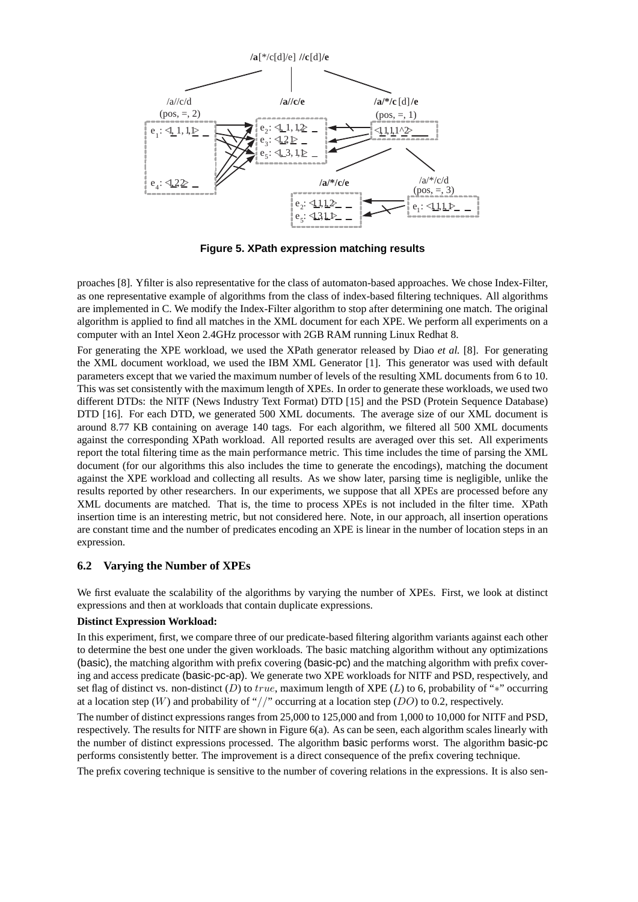**Figure 5. XPath expression matching results**

proaches [8]. Yfilter is also representative for the class of automaton-based approaches. We chose Index-Filter, as one representative example of algorithms from the class of index-based filtering techniques. All algorithms are implemented in C. We modify the Index-Filter algorithm to stop after determining one match. The original algorithm is applied to find all matches in the XML document for each XPE. We perform all experiments on a computer with an Intel Xeon 2.4GHz processor with 2GB RAM running Linux Redhat 8.

For generating the XPE workload, we used the XPath generator released by Diao *et al.* [8]. For generating the XML document workload, we used the IBM XML Generator [1]. This generator was used with default parameters except that we varied the maximum number of levels of the resulting XML documents from 6 to 10. This was set consistently with the maximum length of XPEs. In order to generate these workloads, we used two different DTDs: the NITF (News Industry Text Format) DTD [15] and the PSD (Protein Sequence Database) DTD [16]. For each DTD, we generated 500 XML documents. The average size of our XML document is around 8.77 KB containing on average 140 tags. For each algorithm, we filtered all 500 XML documents against the corresponding XPath workload. All reported results are averaged over this set. All experiments report the total filtering time as the main performance metric. This time includes the time of parsing the XML document (for our algorithms this also includes the time to generate the encodings), matching the document against the XPE workload and collecting all results. As we show later, parsing time is negligible, unlike the results reported by other researchers. In our experiments, we suppose that all XPEs are processed before any XML documents are matched. That is, the time to process XPEs is not included in the filter time. XPath insertion time is an interesting metric, but not considered here. Note, in our approach, all insertion operations are constant time and the number of predicates encoding an XPE is linear in the number of location steps in an expression.

## 6.2 Varying the Number of XPEs

We first evaluate the scalability of the algorithms by varying the number of XPEs. First, we look at distinct expressions and then at workloads that contain duplicate expressions.

**Distinct Expression Workload:**

In this experiment, first, we compare three of our predicate-based filtering algorithm variants against each other to determine the best one under the given workloads. The basic matching algorithm without any optimizations (basic), the matching algorithm with prefix covering (basic-pc) and the matching algorithm with prefix covering and access predicate (basic-pc-ap). We generate two XPE workloads for NITF and PSD, respectively, and set flag of distinct vs. non-distinct ($D$) to $true$, maximum length of XPE ($L$) to 6, probability of "$*$" occurring at a location step ($W$) and probability of "$//$" occurring at a location step ($DO$) to 0.2, respectively.

The number of distinct expressions ranges from 25,000 to 125,000 and from 1,000 to 10,000 for NITF and PSD, respectively. The results for NITF are shown in Figure 6(a). As can be seen, each algorithm scales linearly with the number of distinct expressions processed. The algorithm basic performs worst. The algorithm basic-pc performs consistently better. The improvement is a direct consequence of the prefix covering technique.

The prefix covering technique is sensitive to the number of covering relations in the expressions. It is also sen-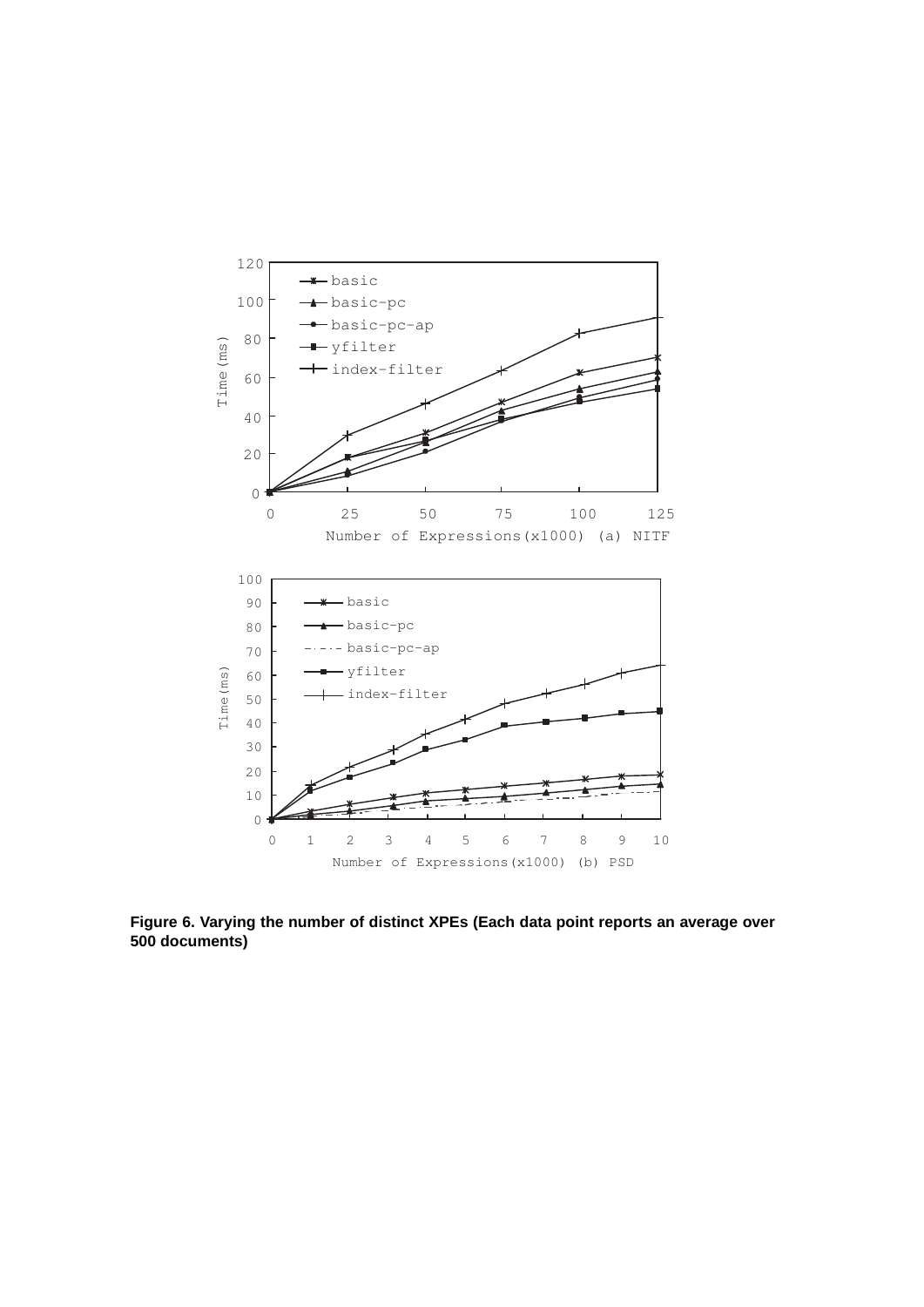**Figure 6. Varying the number of distinct XPEs (Each data point reports an average over 500 documents)**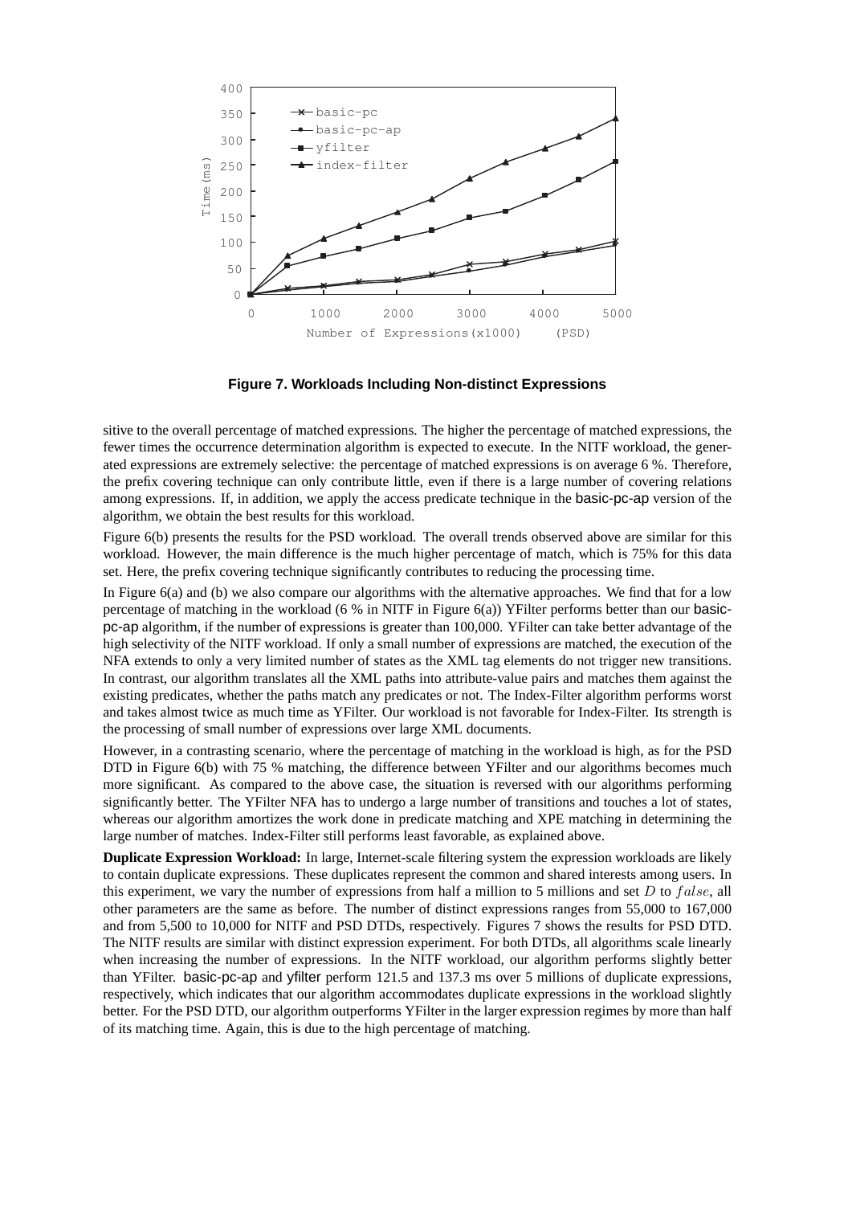**Figure 7. Workloads Including Non-distinct Expressions**

sitive to the overall percentage of matched expressions. The higher the percentage of matched expressions, the fewer times the occurrence determination algorithm is expected to execute. In the NITF workload, the generated expressions are extremely selective: the percentage of matched expressions is on average 6 %. Therefore, the prefix covering technique can only contribute little, even if there is a large number of covering relations among expressions. If, in addition, we apply the access predicate technique in the basic-pc-ap version of the algorithm, we obtain the best results for this workload.

Figure 6(b) presents the results for the PSD workload. The overall trends observed above are similar for this workload. However, the main difference is the much higher percentage of match, which is 75% for this data set. Here, the prefix covering technique significantly contributes to reducing the processing time.

In Figure 6(a) and (b) we also compare our algorithms with the alternative approaches. We find that for a low percentage of matching in the workload (6 % in NITF in Figure 6(a)) YFilter performs better than our basic-pc-ap algorithm, if the number of expressions is greater than 100,000. YFilter can take better advantage of the high selectivity of the NITF workload. If only a small number of expressions are matched, the execution of the NFA extends to only a very limited number of states as the XML tag elements do not trigger new transitions. In contrast, our algorithm translates all the XML paths into attribute-value pairs and matches them against the existing predicates, whether the paths match any predicates or not. The Index-Filter algorithm performs worst and takes almost twice as much time as YFilter. Our workload is not favorable for Index-Filter. Its strength is the processing of small number of expressions over large XML documents.

However, in a contrasting scenario, where the percentage of matching in the workload is high, as for the PSD DTD in Figure 6(b) with 75 % matching, the difference between YFilter and our algorithms becomes much more significant. As compared to the above case, the situation is reversed with our algorithms performing significantly better. The YFilter NFA has to undergo a large number of transitions and touches a lot of states, whereas our algorithm amortizes the work done in predicate matching and XPE matching in determining the large number of matches. Index-Filter still performs least favorable, as explained above.

**Duplicate Expression Workload:** In large, Internet-scale filtering system the expression workloads are likely to contain duplicate expressions. These duplicates represent the common and shared interests among users. In this experiment, we vary the number of expressions from half a million to 5 millions and set $D$ to $false$, all other parameters are the same as before. The number of distinct expressions ranges from 55,000 to 167,000 and from 5,500 to 10,000 for NITF and PSD DTDs, respectively. Figures 7 shows the results for PSD DTD. The NITF results are similar with distinct expression experiment. For both DTDs, all algorithms scale linearly when increasing the number of expressions. In the NITF workload, our algorithm performs slightly better than YFilter. basic-pc-ap and yfilter perform 121.5 and 137.3 ms over 5 millions of duplicate expressions, respectively, which indicates that our algorithm accommodates duplicate expressions in the workload slightly better. For the PSD DTD, our algorithm outperforms YFilter in the larger expression regimes by more than half of its matching time. Again, this is due to the high percentage of matching.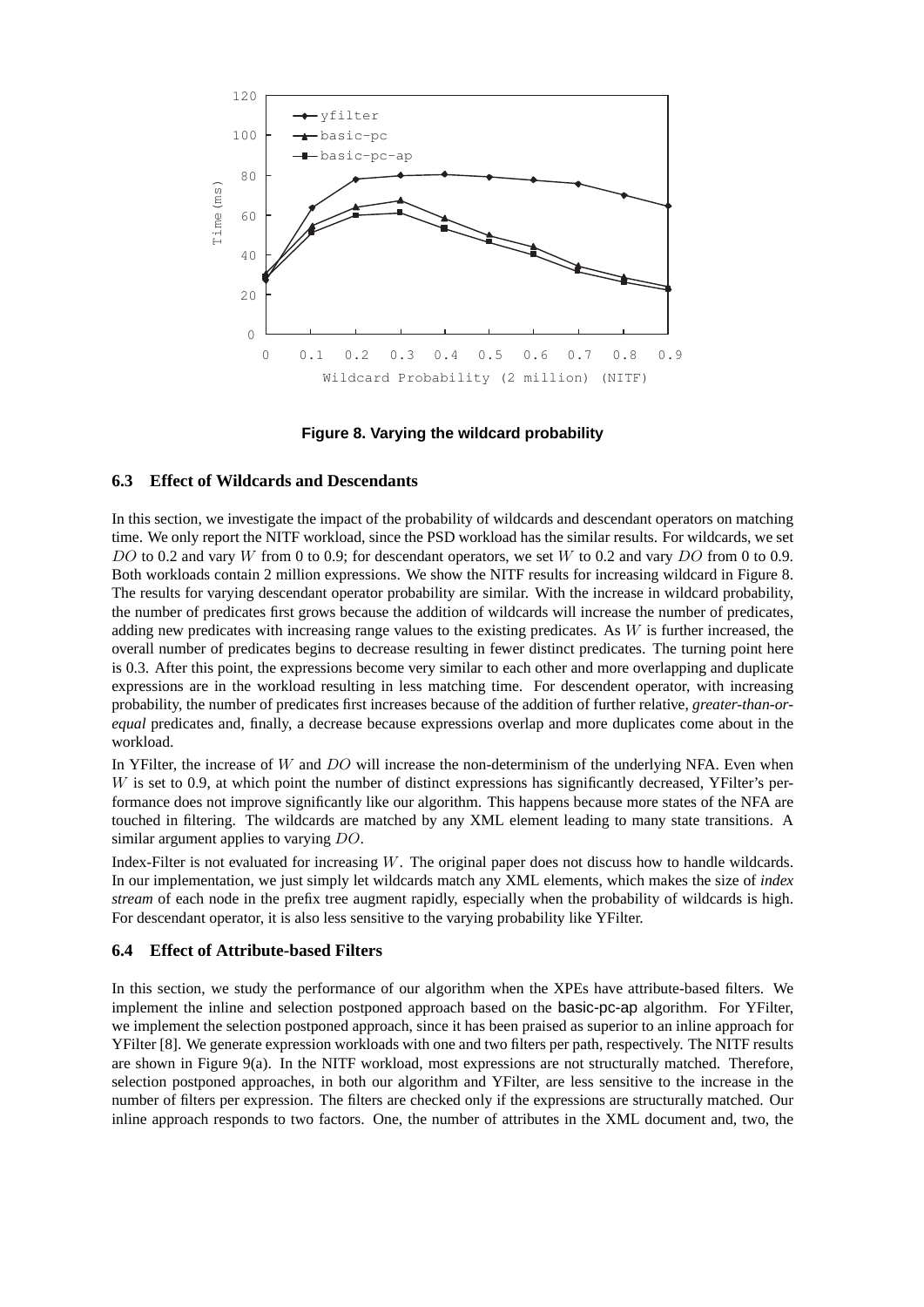Figure 8. Varying the wildcard probability

### 6.3 Effect of Wildcards and Descendants

In this section, we investigate the impact of the probability of wildcards and descendant operators on matching time. We only report the NITF workload, since the PSD workload has the similar results. For wildcards, we set $DO$ to 0.2 and vary $W$ from 0 to 0.9; for descendant operators, we set $W$ to 0.2 and vary $DO$ from 0 to 0.9. Both workloads contain 2 million expressions. We show the NITF results for increasing wildcard in Figure 8. The results for varying descendant operator probability are similar. With the increase in wildcard probability, the number of predicates first grows because the addition of wildcards will increase the number of predicates, adding new predicates with increasing range values to the existing predicates. As $W$ is further increased, the overall number of predicates begins to decrease resulting in fewer distinct predicates. The turning point here is 0.3. After this point, the expressions become very similar to each other and more overlapping and duplicate expressions are in the workload resulting in less matching time. For descendent operator, with increasing probability, the number of predicates first increases because of the addition of further relative, *greater-than-or-equal* predicates and, finally, a decrease because expressions overlap and more duplicates come about in the workload.

In YFilter, the increase of $W$ and $DO$ will increase the non-determinism of the underlying NFA. Even when $W$ is set to 0.9, at which point the number of distinct expressions has significantly decreased, YFilter's performance does not improve significantly like our algorithm. This happens because more states of the NFA are touched in filtering. The wildcards are matched by any XML element leading to many state transitions. A similar argument applies to varying $DO$.

Index-Filter is not evaluated for increasing $W$. The original paper does not discuss how to handle wildcards. In our implementation, we just simply let wildcards match any XML elements, which makes the size of *index stream* of each node in the prefix tree augment rapidly, especially when the probability of wildcards is high. For descendant operator, it is also less sensitive to the varying probability like YFilter.

### 6.4 Effect of Attribute-based Filters

In this section, we study the performance of our algorithm when the XPEs have attribute-based filters. We implement the inline and selection postponed approach based on the basic-pc-ap algorithm. For YFilter, we implement the selection postponed approach, since it has been praised as superior to an inline approach for YFilter [8]. We generate expression workloads with one and two filters per path, respectively. The NITF results are shown in Figure 9(a). In the NITF workload, most expressions are not structurally matched. Therefore, selection postponed approaches, in both our algorithm and YFilter, are less sensitive to the increase in the number of filters per expression. The filters are checked only if the expressions are structurally matched. Our inline approach responds to two factors. One, the number of attributes in the XML document and, two, the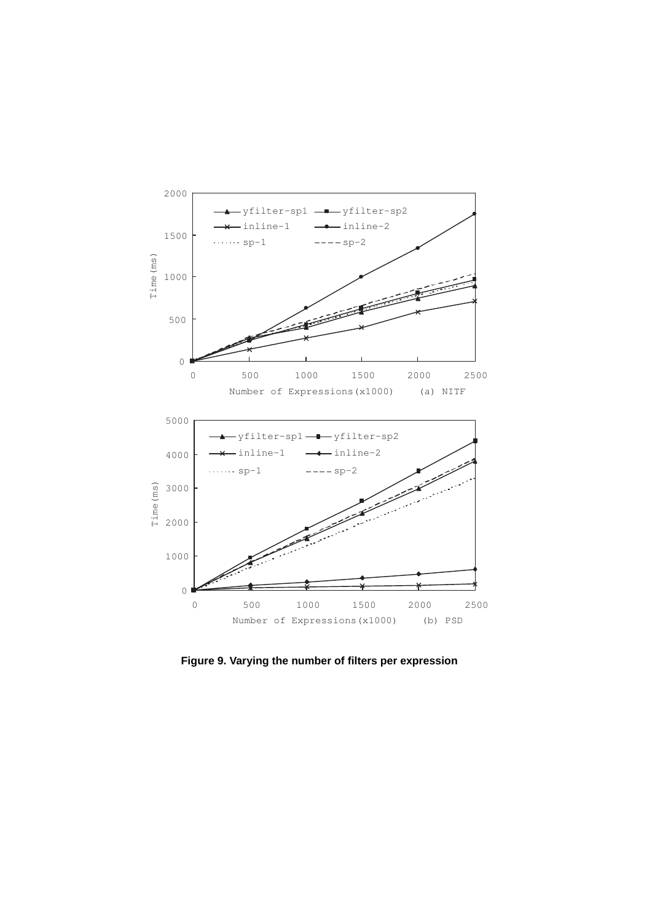Figure 9. Varying the number of filters per expression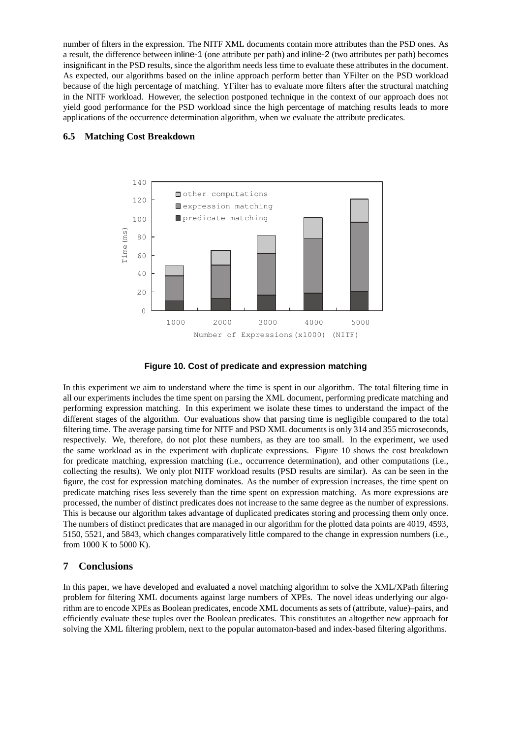number of filters in the expression. The NITF XML documents contain more attributes than the PSD ones. As a result, the difference between inline-1 (one attribute per path) and inline-2 (two attributes per path) becomes insignificant in the PSD results, since the algorithm needs less time to evaluate these attributes in the document. As expected, our algorithms based on the inline approach perform better than YFilter on the PSD workload because of the high percentage of matching. YFilter has to evaluate more filters after the structural matching in the NITF workload. However, the selection postponed technique in the context of our approach does not yield good performance for the PSD workload since the high percentage of matching results leads to more applications of the occurrence determination algorithm, when we evaluate the attribute predicates.

### 6.5 Matching Cost Breakdown

**Figure 10. Cost of predicate and expression matching**

In this experiment we aim to understand where the time is spent in our algorithm. The total filtering time in all our experiments includes the time spent on parsing the XML document, performing predicate matching and performing expression matching. In this experiment we isolate these times to understand the impact of the different stages of the algorithm. Our evaluations show that parsing time is negligible compared to the total filtering time. The average parsing time for NITF and PSD XML documents is only 314 and 355 microseconds, respectively. We, therefore, do not plot these numbers, as they are too small. In the experiment, we used the same workload as in the experiment with duplicate expressions. Figure 10 shows the cost breakdown for predicate matching, expression matching (i.e., occurrence determination), and other computations (i.e., collecting the results). We only plot NITF workload results (PSD results are similar). As can be seen in the figure, the cost for expression matching dominates. As the number of expression increases, the time spent on predicate matching rises less severely than the time spent on expression matching. As more expressions are processed, the number of distinct predicates does not increase to the same degree as the number of expressions. This is because our algorithm takes advantage of duplicated predicates storing and processing them only once. The numbers of distinct predicates that are managed in our algorithm for the plotted data points are 4019, 4593, 5150, 5521, and 5843, which changes comparatively little compared to the change in expression numbers (i.e., from 1000 K to 5000 K).

## 7 Conclusions

In this paper, we have developed and evaluated a novel matching algorithm to solve the XML/XPath filtering problem for filtering XML documents against large numbers of XPEs. The novel ideas underlying our algorithm are to encode XPEs as Boolean predicates, encode XML documents as sets of (attribute, value)–pairs, and efficiently evaluate these tuples over the Boolean predicates. This constitutes an altogether new approach for solving the XML filtering problem, next to the popular automaton-based and index-based filtering algorithms.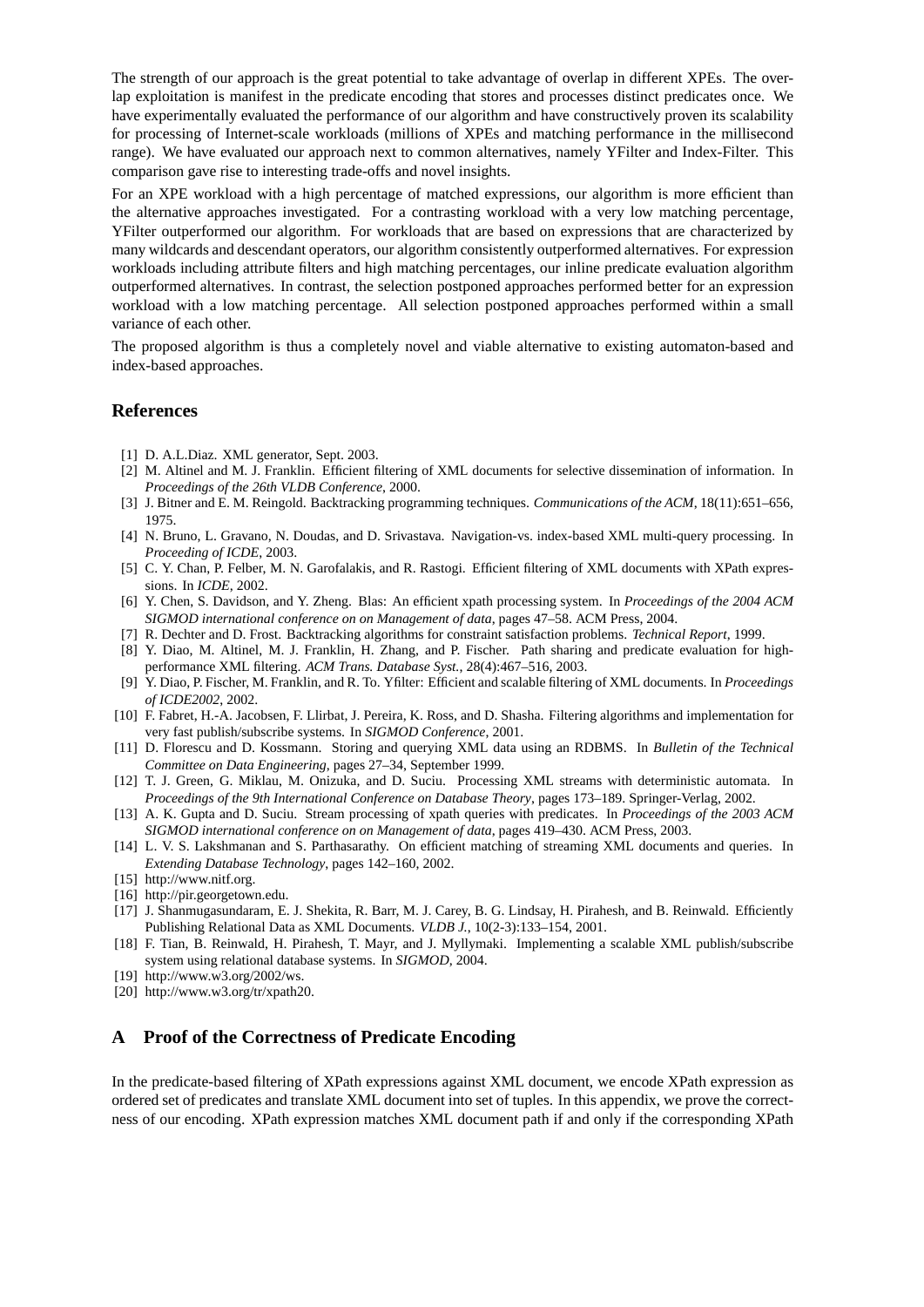The strength of our approach is the great potential to take advantage of overlap in different XPEs. The overlap exploitation is manifest in the predicate encoding that stores and processes distinct predicates once. We have experimentally evaluated the performance of our algorithm and have constructively proven its scalability for processing of Internet-scale workloads (millions of XPEs and matching performance in the millisecond range). We have evaluated our approach next to common alternatives, namely YFilter and Index-Filter. This comparison gave rise to interesting trade-offs and novel insights.

For an XPE workload with a high percentage of matched expressions, our algorithm is more efficient than the alternative approaches investigated. For a contrasting workload with a very low matching percentage, YFilter outperformed our algorithm. For workloads that are based on expressions that are characterized by many wildcards and descendant operators, our algorithm consistently outperformed alternatives. For expression workloads including attribute filters and high matching percentages, our inline predicate evaluation algorithm outperformed alternatives. In contrast, the selection postponed approaches performed better for an expression workload with a low matching percentage. All selection postponed approaches performed within a small variance of each other.

The proposed algorithm is thus a completely novel and viable alternative to existing automaton-based and index-based approaches.

## References

[1] D. A.L.Diaz. XML generator, Sept. 2003.

[2] M. Altinel and M. J. Franklin. Efficient filtering of XML documents for selective dissemination of information. In *Proceedings of the 26th VLDB Conference*, 2000.

[3] J. Bitner and E. M. Reingold. Backtracking programming techniques. *Communications of the ACM*, 18(11):651–656, 1975.

[4] N. Bruno, L. Gravano, N. Doudas, and D. Srivastava. Navigation-vs. index-based XML multi-query processing. In *Proceeding of ICDE*, 2003.

[5] C. Y. Chan, P. Felber, M. N. Garofalakis, and R. Rastogi. Efficient filtering of XML documents with XPath expressions. In *ICDE*, 2002.

[6] Y. Chen, S. Davidson, and Y. Zheng. Blas: An efficient xpath processing system. In *Proceedings of the 2004 ACM SIGMOD international conference on Management of data*, pages 47–58. ACM Press, 2004.

[7] R. Dechter and D. Frost. Backtracking algorithms for constraint satisfaction problems. *Technical Report*, 1999.

[8] Y. Diao, M. Altinel, M. J. Franklin, H. Zhang, and P. Fischer. Path sharing and predicate evaluation for high-performance XML filtering. *ACM Trans. Database Syst.*, 28(4):467–516, 2003.

[9] Y. Diao, P. Fischer, M. Franklin, and R. To. Yfilter: Efficient and scalable filtering of XML documents. In *Proceedings of ICDE2002*, 2002.

[10] F. Fabret, H.-A. Jacobsen, F. Llirbat, J. Pereira, K. Ross, and D. Shasha. Filtering algorithms and implementation for very fast publish/subscribe systems. In *SIGMOD Conference*, 2001.

[11] D. Florescu and D. Kossmann. Storing and querying XML data using an RDBMS. In *Bulletin of the Technical Committee on Data Engineering*, pages 27–34, September 1999.

[12] T. J. Green, G. Miklau, M. Onizuka, and D. Suciu. Processing XML streams with deterministic automata. In *Proceedings of the 9th International Conference on Database Theory*, pages 173–189. Springer-Verlag, 2002.

[13] A. K. Gupta and D. Suciu. Stream processing of xpath queries with predicates. In *Proceedings of the 2003 ACM SIGMOD international conference on on Management of data*, pages 419–430. ACM Press, 2003.

[14] L. V. S. Lakshmanan and S. Parthasarathy. On efficient matching of streaming XML documents and queries. In *Extending Database Technology*, pages 142–160, 2002.

[15] http://www.nitf.org.

[16] http://pir.georgetown.edu.

[17] J. Shanmugasundaram, E. J. Shekita, R. Barr, M. J. Carey, B. G. Lindsay, H. Pirahesh, and B. Reinwald. Efficiently Publishing Relational Data as XML Documents. *VLDB J.*, 10(2-3):133–154, 2001.

[18] F. Tian, B. Reinwald, H. Pirahesh, T. Mayr, and J. Myllymaki. Implementing a scalable XML publish/subscribe system using relational database systems. In *SIGMOD*, 2004.

[19] http://www.w3.org/2002/ws.

[20] http://www.w3.org/tr/xpath20.

## A Proof of the Correctness of Predicate Encoding

In the predicate-based filtering of XPath expressions against XML document, we encode XPath expression as ordered set of predicates and translate XML document into set of tuples. In this appendix, we prove the correctness of our encoding. XPath expression matches XML document path if and only if the corresponding XPath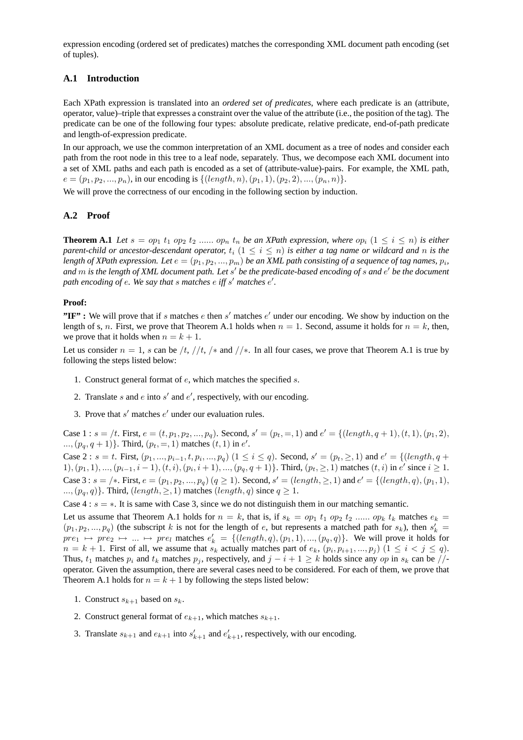expression encoding (ordered set of predicates) matches the corresponding XML document path encoding (set of tuples).

### A.1 Introduction

Each XPath expression is translated into an *ordered set of predicates*, where each predicate is an (attribute, operator, value)–triple that expresses a constraint over the value of the attribute (i.e., the position of the tag). The predicate can be one of the following four types: absolute predicate, relative predicate, end-of-path predicate and length-of-expression predicate.

In our approach, we use the common interpretation of an XML document as a tree of nodes and consider each path from the root node in this tree to a leaf node, separately. Thus, we decompose each XML document into a set of XML paths and each path is encoded as a set of (attribute-value)-pairs. For example, the XML path, $e = (p_1, p_2, ..., p_n)$, in our encoding is $\{(length, n), (p_1, 1), (p_2, 2), ..., (p_n, n)\}$.

We will prove the correctness of our encoding in the following section by induction.

### A.2 Proof

**Theorem A.1** *Let $s = op_1\ t_1\ op_2\ t_2\ ......\ op_n\ t_n$ be an XPath expression, where $op_i$ $(1 \leq i \leq n)$ is either parent-child or ancestor-descendant operator, $t_i$ $(1 \leq i \leq n)$ is either a tag name or wildcard and $n$ is the length of XPath expression. Let $e = (p_1, p_2, ..., p_m)$ be an XML path consisting of a sequence of tag names, $p_i$, and $m$ is the length of XML document path. Let $s'$ be the predicate-based encoding of $s$ and $e'$ be the document path encoding of $e$. We say that $s$ matches $e$ iff $s'$ matches $e'$.*

**Proof:**

**"IF" :** We will prove that if $s$ matches $e$ then $s'$ matches $e'$ under our encoding. We show by induction on the length of s, $n$. First, we prove that Theorem A.1 holds when $n = 1$. Second, assume it holds for $n = k$, then, we prove that it holds when $n = k + 1$.

Let us consider $n = 1$, $s$ can be $/t$, $//t$, $/*$ and $//*$. In all four cases, we prove that Theorem A.1 is true by following the steps listed below:

1. Construct general format of $e$, which matches the specified $s$.
2. Translate $s$ and $e$ into $s'$ and $e'$, respectively, with our encoding.
3. Prove that $s'$ matches $e'$ under our evaluation rules.

Case 1 : $s = /t$. First, $e = (t, p_1, p_2, ..., p_q)$. Second, $s' = (p_t, =, 1)$ and $e' = \{(length, q + 1), (t, 1), (p_1, 2), ..., (p_q, q + 1)\}$. Third, $(p_t, =, 1)$ matches $(t, 1)$ in $e'$.

Case 2 : $s = t$. First, $(p_1, ..., p_{i-1}, t, p_i, ..., p_q)$ $(1 \leq i \leq q)$. Second, $s' = (p_t, \geq, 1)$ and $e' = \{(length, q + 1), (p_1, 1), ..., (p_{i-1}, i - 1), (t, i), (p_i, i + 1), ..., (p_q, q + 1)\}$. Third, $(p_t, \geq, 1)$ matches $(t, i)$ in $e'$ since $i \geq 1$.

Case 3 : $s = /*$. First, $e = (p_1, p_2, ..., p_q)$ $(q \geq 1)$. Second, $s' = (length, \geq, 1)$ and $e' = \{(length, q), (p_1, 1), ..., (p_q, q)\}$. Third, $(length, \geq, 1)$ matches $(length, q)$ since $q \geq 1$.

Case 4 : $s = *$. It is same with Case 3, since we do not distinguish them in our matching semantic.

Let us assume that Theorem A.1 holds for $n = k$, that is, if $s_k = op_1\ t_1\ op_2\ t_2\ ......\ op_k\ t_k$ matches $e_k = (p_1, p_2, ..., p_q)$ (the subscript $k$ is not for the length of $e$, but represents a matched path for $s_k$), then $s'_k = pre_1 \mapsto pre_2 \mapsto ... \mapsto pre_l$ matches $e'_k = \{(length, q), (p_1, 1), ..., (p_q, q)\}$. We will prove it holds for $n = k + 1$. First of all, we assume that $s_k$ actually matches part of $e_k$, $(p_i, p_{i+1}, ..., p_j)$ $(1 \leq i < j \leq q)$. Thus, $t_1$ matches $p_i$ and $t_k$ matches $p_j$, respectively, and $j - i + 1 \geq k$ holds since any $op$ in $s_k$ can be $//$-operator. Given the assumption, there are several cases need to be considered. For each of them, we prove that Theorem A.1 holds for $n = k + 1$ by following the steps listed below:

1. Construct $s_{k+1}$ based on $s_k$.
2. Construct general format of $e_{k+1}$, which matches $s_{k+1}$.
3. Translate $s_{k+1}$ and $e_{k+1}$ into $s'_{k+1}$ and $e'_{k+1}$, respectively, with our encoding.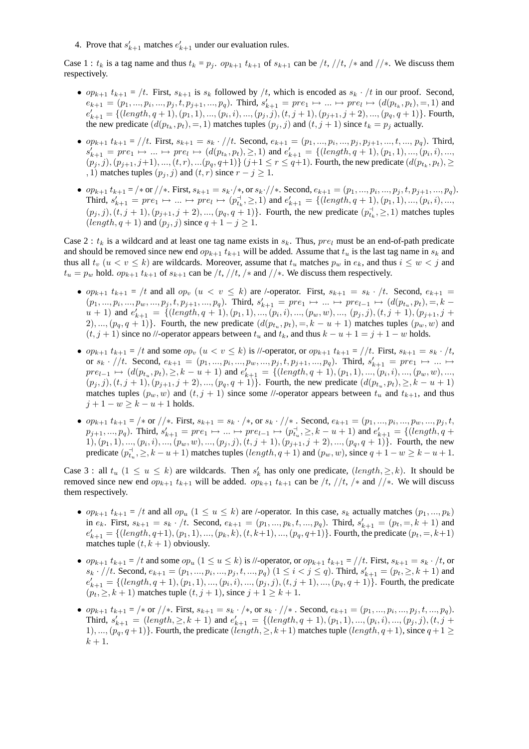4. Prove that $s'_{k+1}$ matches $e'_{k+1}$ under our evaluation rules.

Case 1 : $t_k$ is a tag name and thus $t_k = p_j$. $op_{k+1}\ t_{k+1}$ of $s_{k+1}$ can be $/t$, $//t$, $/*$ and $//*$. We discuss them respectively.

- $op_{k+1}\ t_{k+1}$ = $/t$. First, $s_{k+1}$ is $s_k$ followed by $/t$, which is encoded as $s_k \cdot /t$ in our proof. Second, $e_{k+1} = (p_1, ..., p_i, ..., p_j, t, p_{j+1}, ..., p_q)$. Third, $s'_{k+1} = pre_1 \mapsto ... \mapsto pre_l \mapsto (d(p_{t_k}, p_t), =, 1)$ and $e'_{k+1} = \{(length, q+1), (p_1, 1), ..., (p_i, i), ..., (p_j, j), (t, j+1), (p_{j+1}, j+2), ..., (p_q, q+1)\}$. Fourth, the new predicate $(d(p_{t_k}, p_t), =, 1)$ matches tuples $(p_j, j)$ and $(t, j+1)$ since $t_k = p_j$ actually.
- $op_{k+1}\ t_{k+1}$ = $//t$. First, $s_{k+1} = s_k \cdot //t$. Second, $e_{k+1} = (p_1, ..., p_i, ..., p_j, p_{j+1}, ..., t, ..., p_q)$. Third, $s'_{k+1} = pre_1 \mapsto ... \mapsto pre_l \mapsto (d(p_{t_k}, p_t), \geq, 1)$ and $e'_{k+1} = \{(length, q+1), (p_1, 1), ..., (p_i, i), ..., (p_j, j), (p_{j+1}, j+1), ..., (t, r), ...(p_q, q+1)\}$ $(j+1 \leq r \leq q+1)$. Fourth, the new predicate $(d(p_{t_k}, p_t), \geq, 1)$ matches tuples $(p_j, j)$ and $(t, r)$ since $r - j \geq 1$.
- $op_{k+1}\ t_{k+1}$ = $/*$ or $//*$. First, $s_{k+1} = s_k \cdot /*$, or $s_k \cdot //*$. Second, $e_{k+1} = (p_1, ..., p_i, ..., p_j, t, p_{j+1}, ..., p_q)$. Third, $s'_{k+1} = pre_1 \mapsto ... \mapsto pre_l \mapsto (p^{\dashv}_{t_k}, \geq, 1)$ and $e'_{k+1} = \{(length, q+1), (p_1, 1), ..., (p_i, i), ..., (p_j, j), (t, j+1), (p_{j+1}, j+2), ..., (p_q, q+1)\}$. Fourth, the new predicate $(p^{\dashv}_{t_k}, \geq, 1)$ matches tuples $(length, q+1)$ and $(p_j, j)$ since $q + 1 - j \geq 1$.

Case 2 : $t_k$ is a wildcard and at least one tag name exists in $s_k$. Thus, $pre_l$ must be an end-of-path predicate and should be removed since new end $op_{k+1}\ t_{k+1}$ will be added. Assume that $t_u$ is the last tag name in $s_k$ and thus all $t_v$ $(u < v \leq k)$ are wildcards. Moreover, assume that $t_u$ matches $p_w$ in $e_k$, and thus $i \leq w < j$ and $t_u = p_w$ hold. $op_{k+1}\ t_{k+1}$ of $s_{k+1}$ can be $/t$, $//t$, $/*$ and $//*$. We discuss them respectively.

- $op_{k+1}\ t_{k+1}$ = $/t$ and all $op_v$ $(u < v \leq k)$ are /-operator. First, $s_{k+1} = s_k \cdot /t$. Second, $e_{k+1} = (p_1, ..., p_i, ..., p_w, ..., p_j, t, p_{j+1}, ..., p_q)$. Third, $s'_{k+1} = pre_1 \mapsto ... \mapsto pre_{l-1} \mapsto (d(p_{t_u}, p_t), =, k - u + 1)$ and $e'_{k+1} = \{(length, q+1), (p_1, 1), ..., (p_i, i), ..., (p_w, w), ..., (p_j, j), (t, j+1), (p_{j+1}, j+2), ..., (p_q, q+1)\}$. Fourth, the new predicate $(d(p_{t_u}, p_t), =, k - u + 1)$ matches tuples $(p_w, w)$ and $(t, j+1)$ since no //-operator appears between $t_u$ and $t_k$, and thus $k - u + 1 = j + 1 - w$ holds.
- $op_{k+1}\ t_{k+1}$ = $/t$ and some $op_v$ $(u < v \leq k)$ is //-operator, or $op_{k+1}\ t_{k+1}$ = $//t$. First, $s_{k+1} = s_k \cdot /t$, or $s_k \cdot //t$. Second, $e_{k+1} = (p_1, ..., p_i, ..., p_w, ..., p_j, t, p_{j+1}, ..., p_q)$. Third, $s'_{k+1} = pre_1 \mapsto ... \mapsto pre_{l-1} \mapsto (d(p_{t_u}, p_t), \geq, k - u + 1)$ and $e'_{k+1} = \{(length, q+1), (p_1, 1), ..., (p_i, i), ..., (p_w, w), ..., (p_j, j), (t, j+1), (p_{j+1}, j+2), ..., (p_q, q+1)\}$. Fourth, the new predicate $(d(p_{t_u}, p_t), \geq, k - u + 1)$ matches tuples $(p_w, w)$ and $(t, j+1)$ since some //-operator appears between $t_u$ and $t_{k+1}$, and thus $j + 1 - w \geq k - u + 1$ holds.
- $op_{k+1}\ t_{k+1}$ = $/*$ or $//*$. First, $s_{k+1} = s_k \cdot /*$, or $s_k \cdot //*$ . Second, $e_{k+1} = (p_1, ..., p_i, ..., p_w, ..., p_j, t, p_{j+1}, ..., p_q)$. Third, $s'_{k+1} = pre_1 \mapsto ... \mapsto pre_{l-1} \mapsto (p^{\dashv}_{t_u}, \geq, k - u + 1)$ and $e'_{k+1} = \{(length, q+1), (p_1, 1), ..., (p_i, i), ..., (p_w, w), ..., (p_j, j), (t, j+1), (p_{j+1}, j+2), ..., (p_q, q+1)\}$. Fourth, the new predicate $(p^{\dashv}_{t_u}, \geq, k - u + 1)$ matches tuples $(length, q+1)$ and $(p_w, w)$, since $q + 1 - w \geq k - u + 1$.

Case 3 : all $t_u$ $(1 \leq u \leq k)$ are wildcards. Then $s'_k$ has only one predicate, $(length, \geq, k)$. It should be removed since new end $op_{k+1}\ t_{k+1}$ will be added. $op_{k+1}\ t_{k+1}$ can be $/t$, $//t$, $/*$ and $//*$. We will discuss them respectively.

- $op_{k+1}\ t_{k+1}$ = $/t$ and all $op_u$ $(1 \leq u \leq k)$ are /-operator. In this case, $s_k$ actually matches $(p_1, ..., p_k)$ in $e_k$. First, $s_{k+1} = s_k \cdot /t$. Second, $e_{k+1} = (p_1, ..., p_k, t, ..., p_q)$. Third, $s'_{k+1} = (p_t, =, k+1)$ and $e'_{k+1} = \{(length, q+1), (p_1, 1), ..., (p_k, k), (t, k+1), ..., (p_q, q+1)\}$. Fourth, the predicate $(p_t, =, k+1)$ matches tuple $(t, k+1)$ obviously.
- $op_{k+1}\ t_{k+1}$ = $/t$ and some $op_u$ $(1 \leq u \leq k)$ is //-operator, or $op_{k+1}\ t_{k+1}$ = $//t$. First, $s_{k+1} = s_k \cdot /t$, or $s_k \cdot //t$. Second, $e_{k+1} = (p_1, ..., p_i, ..., p_j, t, ..., p_q)$ $(1 \leq i < j \leq q)$. Third, $s'_{k+1} = (p_t, \geq, k+1)$ and $e'_{k+1} = \{(length, q+1), (p_1, 1), ..., (p_i, i), ..., (p_j, j), (t, j+1), ..., (p_q, q+1)\}$. Fourth, the predicate $(p_t, \geq, k+1)$ matches tuple $(t, j+1)$, since $j + 1 \geq k + 1$.
- $op_{k+1}\ t_{k+1}$ = $/*$ or $//*$. First, $s_{k+1} = s_k \cdot /*$, or $s_k \cdot //*$ . Second, $e_{k+1} = (p_1, ..., p_i, ..., p_j, t, ..., p_q)$. Third, $s'_{k+1} = (length, \geq, k+1)$ and $e'_{k+1} = \{(length, q+1), (p_1, 1), ..., (p_i, i), ..., (p_j, j), (t, j+1), ..., (p_q, q+1)\}$. Fourth, the predicate $(length, \geq, k+1)$ matches tuple $(length, q+1)$, since $q + 1 \geq k + 1$.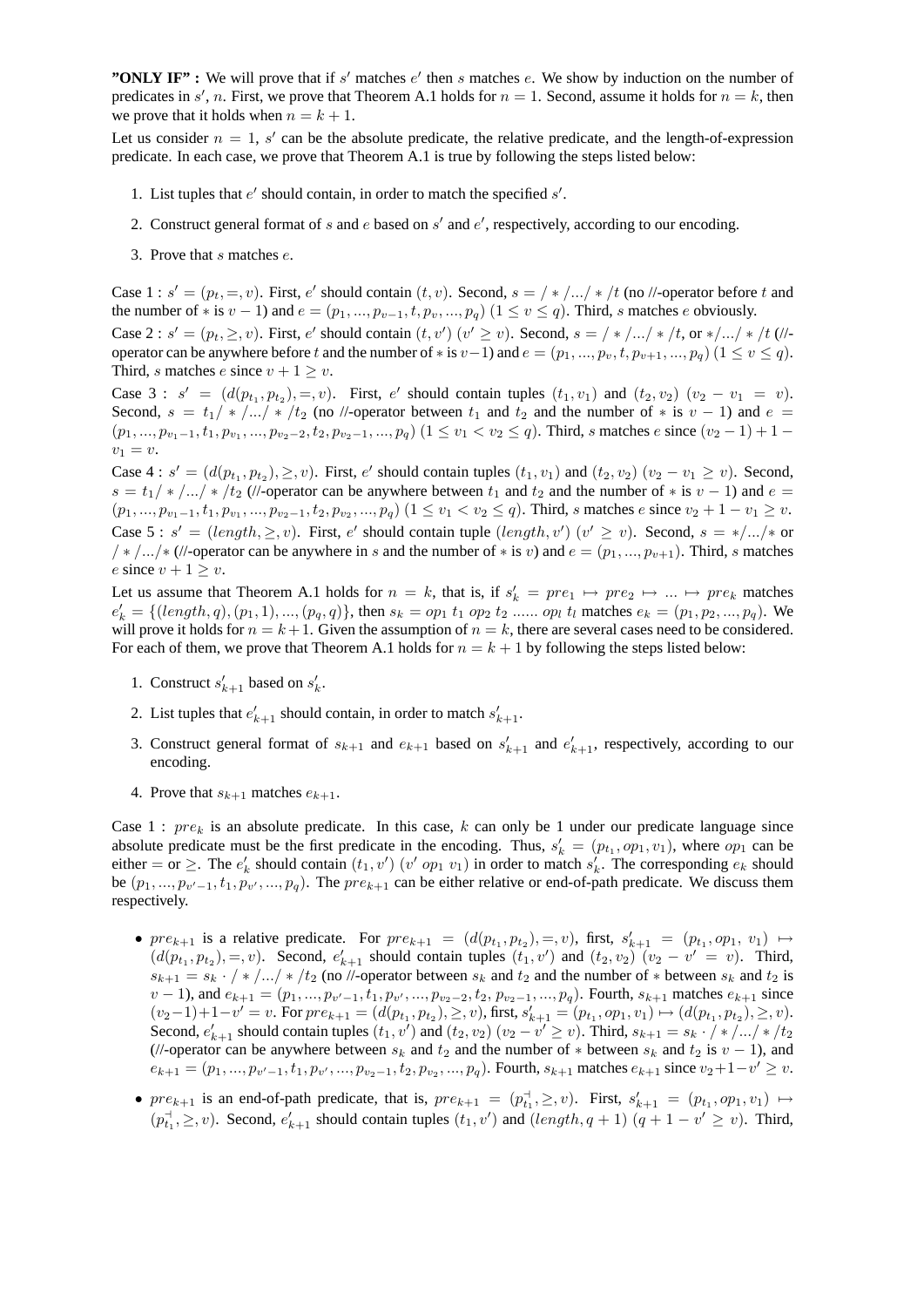**"ONLY IF" :** We will prove that if $s'$ matches $e'$ then $s$ matches $e$. We show by induction on the number of predicates in $s'$, $n$. First, we prove that Theorem A.1 holds for $n = 1$. Second, assume it holds for $n = k$, then we prove that it holds when $n = k + 1$.

Let us consider $n = 1$, $s'$ can be the absolute predicate, the relative predicate, and the length-of-expression predicate. In each case, we prove that Theorem A.1 is true by following the steps listed below:

1. List tuples that $e'$ should contain, in order to match the specified $s'$.
2. Construct general format of $s$ and $e$ based on $s'$ and $e'$, respectively, according to our encoding.
3. Prove that $s$ matches $e$.

Case 1 : $s' = (p_t, =, v)$. First, $e'$ should contain $(t, v)$. Second, $s = / * /.../ * /t$ (no //-operator before $t$ and the number of $*$ is $v - 1$) and $e = (p_1, ..., p_{v-1}, t, p_v, ..., p_q)$ $(1 \le v \le q)$. Third, $s$ matches $e$ obviously.

Case 2 : $s' = (p_t, \ge, v)$. First, $e'$ should contain $(t, v')$ $(v' \ge v)$. Second, $s = / * /.../ * /t$, or $*/.../ * /t$ (//-operator can be anywhere before $t$ and the number of $*$ is $v-1$) and $e = (p_1, ..., p_v, t, p_{v+1}, ..., p_q)$ $(1 \le v \le q)$. Third, $s$ matches $e$ since $v + 1 \ge v$.

Case 3 : $s' = (d(p_{t_1}, p_{t_2}), =, v)$. First, $e'$ should contain tuples $(t_1, v_1)$ and $(t_2, v_2)$ $(v_2 - v_1 = v)$. Second, $s = t_1/ * /.../ * /t_2$ (no //-operator between $t_1$ and $t_2$ and the number of $*$ is $v - 1$) and $e = (p_1, ..., p_{v_1-1}, t_1, p_{v_1}, ..., p_{v_2-2}, t_2, p_{v_2-1}, ..., p_q)$ $(1 \le v_1 < v_2 \le q)$. Third, $s$ matches $e$ since $(v_2 - 1) + 1 - v_1 = v$.

Case 4 : $s' = (d(p_{t_1}, p_{t_2}), \ge, v)$. First, $e'$ should contain tuples $(t_1, v_1)$ and $(t_2, v_2)$ $(v_2 - v_1 \ge v)$. Second, $s = t_1/ * /.../ * /t_2$ (//-operator can be anywhere between $t_1$ and $t_2$ and the number of $*$ is $v - 1$) and $e = (p_1, ..., p_{v_1-1}, t_1, p_{v_1}, ..., p_{v_2-1}, t_2, p_{v_2}, ..., p_q)$ $(1 \le v_1 < v_2 \le q)$. Third, $s$ matches $e$ since $v_2 + 1 - v_1 \ge v$.

Case 5 : $s' = (length, \ge, v)$. First, $e'$ should contain tuple $(length, v')$ $(v' \ge v)$. Second, $s = */.../*$ or $/ * /.../*$ (//-operator can be anywhere in $s$ and the number of $*$ is $v$) and $e = (p_1, ..., p_{v+1})$. Third, $s$ matches $e$ since $v + 1 \ge v$.

Let us assume that Theorem A.1 holds for $n = k$, that is, if $s'_k = pre_1 \mapsto pre_2 \mapsto ... \mapsto pre_k$ matches $e'_k = \{(length, q), (p_1, 1), ..., (p_q, q)\}$, then $s_k = op_1\ t_1\ op_2\ t_2\ ......\ op_l\ t_l$ matches $e_k = (p_1, p_2, ..., p_q)$. We will prove it holds for $n = k+1$. Given the assumption of $n = k$, there are several cases need to be considered. For each of them, we prove that Theorem A.1 holds for $n = k + 1$ by following the steps listed below:

1. Construct $s'_{k+1}$ based on $s'_k$.
2. List tuples that $e'_{k+1}$ should contain, in order to match $s'_{k+1}$.
3. Construct general format of $s_{k+1}$ and $e_{k+1}$ based on $s'_{k+1}$ and $e'_{k+1}$, respectively, according to our encoding.
4. Prove that $s_{k+1}$ matches $e_{k+1}$.

Case 1 : $pre_k$ is an absolute predicate. In this case, $k$ can only be 1 under our predicate language since absolute predicate must be the first predicate in the encoding. Thus, $s'_k = (p_{t_1}, op_1, v_1)$, where $op_1$ can be either $=$ or $\ge$. The $e'_k$ should contain $(t_1, v')$ $(v'\ op_1\ v_1)$ in order to match $s'_k$. The corresponding $e_k$ should be $(p_1, ..., p_{v'-1}, t_1, p_{v'}, ..., p_q)$. The $pre_{k+1}$ can be either relative or end-of-path predicate. We discuss them respectively.

- $pre_{k+1}$ is a relative predicate. For $pre_{k+1} = (d(p_{t_1}, p_{t_2}), =, v)$, first, $s'_{k+1} = (p_{t_1}, op_1,\ v_1) \mapsto (d(p_{t_1}, p_{t_2}), =, v)$. Second, $e'_{k+1}$ should contain tuples $(t_1, v')$ and $(t_2, v_2)$ $(v_2 - v' = v)$. Third, $s_{k+1} = s_k \cdot / * /.../ * /t_2$ (no //-operator between $s_k$ and $t_2$ and the number of $*$ between $s_k$ and $t_2$ is $v - 1$), and $e_{k+1} = (p_1, ..., p_{v'-1}, t_1, p_{v'}, ..., p_{v_2-2}, t_2,\ p_{v_2-1}, ..., p_q)$. Fourth, $s_{k+1}$ matches $e_{k+1}$ since $(v_2-1)+1-v' = v$. For $pre_{k+1} = (d(p_{t_1}, p_{t_2}), \ge, v)$, first, $s'_{k+1} = (p_{t_1}, op_1, v_1) \mapsto (d(p_{t_1}, p_{t_2}), \ge, v)$. Second, $e'_{k+1}$ should contain tuples $(t_1, v')$ and $(t_2, v_2)$ $(v_2 - v' \ge v)$. Third, $s_{k+1} = s_k \cdot / * /.../ * /t_2$ (//-operator can be anywhere between $s_k$ and $t_2$ and the number of $*$ between $s_k$ and $t_2$ is $v - 1$), and $e_{k+1} = (p_1, ..., p_{v'-1}, t_1, p_{v'}, ..., p_{v_2-1}, t_2, p_{v_2}, ..., p_q)$. Fourth, $s_{k+1}$ matches $e_{k+1}$ since $v_2+1-v' \ge v$.
- $pre_{k+1}$ is an end-of-path predicate, that is, $pre_{k+1} = (p_{t_1}^{\dashv}, \ge, v)$. First, $s'_{k+1} = (p_{t_1}, op_1, v_1) \mapsto (p_{t_1}^{\dashv}, \ge, v)$. Second, $e'_{k+1}$ should contain tuples $(t_1, v')$ and $(length, q + 1)$ $(q + 1 - v' \ge v)$. Third,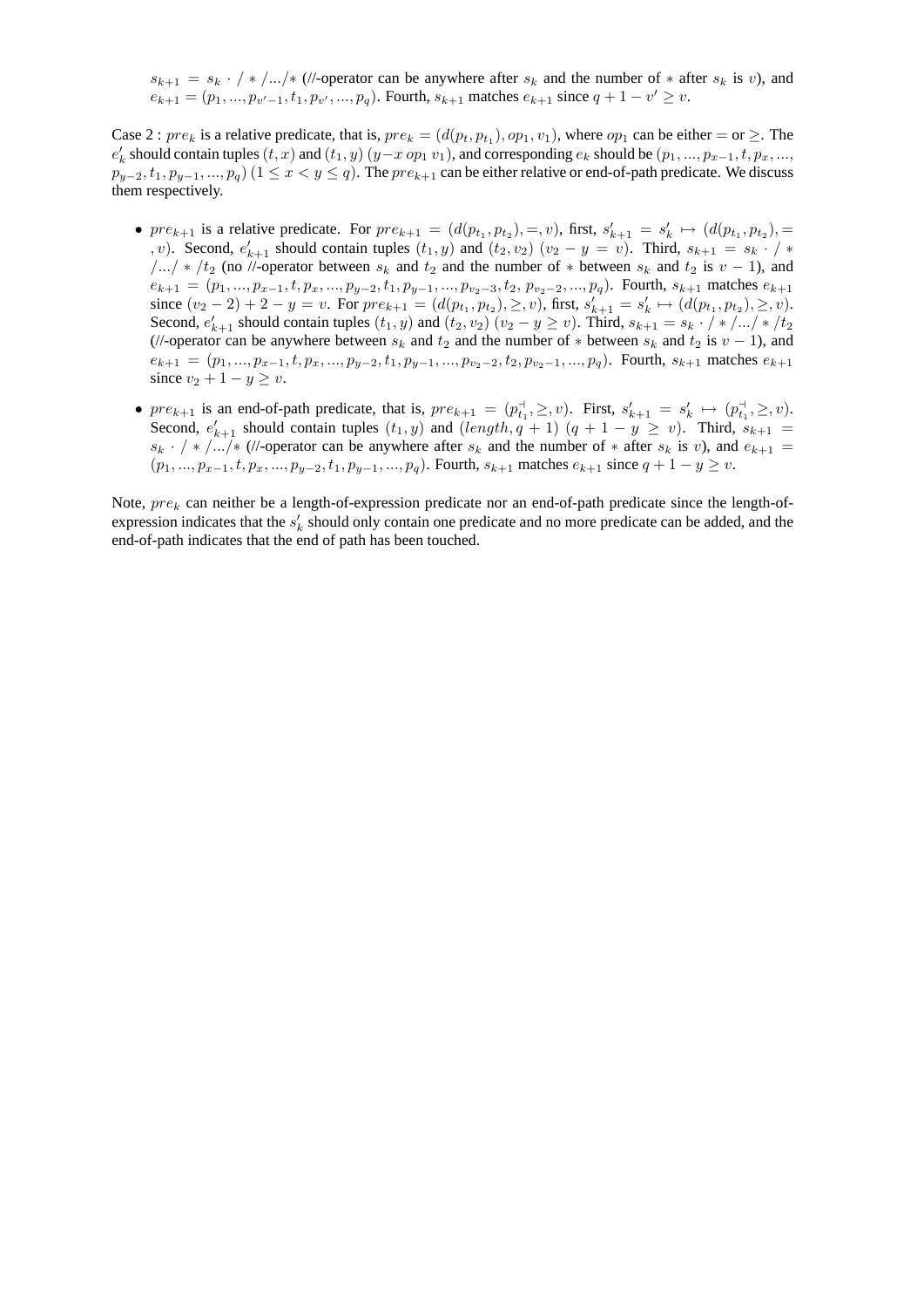$s_{k+1} = s_k \cdot / * /.../*$ (//-operator can be anywhere after $s_k$ and the number of $*$ after $s_k$ is $v$), and $e_{k+1} = (p_1, ..., p_{v'-1}, t_1, p_{v'}, ..., p_q)$. Fourth, $s_{k+1}$ matches $e_{k+1}$ since $q + 1 - v' \geq v$.

Case 2 : $pre_k$ is a relative predicate, that is, $pre_k = (d(p_t, p_{t_1}), op_1, v_1)$, where $op_1$ can be either $=$ or $\geq$. The $e'_k$ should contain tuples $(t, x)$ and $(t_1, y)$ $(y - x \; op_1 \; v_1)$, and corresponding $e_k$ should be $(p_1, ..., p_{x-1}, t, p_x, ..., p_{y-2}, t_1, p_{y-1}, ..., p_q)$ $(1 \leq x < y \leq q)$. The $pre_{k+1}$ can be either relative or end-of-path predicate. We discuss them respectively.

- $pre_{k+1}$ is a relative predicate. For $pre_{k+1} = (d(p_{t_1}, p_{t_2}), =, v)$, first, $s'_{k+1} = s'_k \mapsto (d(p_{t_1}, p_{t_2}), =, v)$. Second, $e'_{k+1}$ should contain tuples $(t_1, y)$ and $(t_2, v_2)$ $(v_2 - y = v)$. Third, $s_{k+1} = s_k \cdot / * /.../ * /t_2$ (no //-operator between $s_k$ and $t_2$ and the number of $*$ between $s_k$ and $t_2$ is $v - 1$), and $e_{k+1} = (p_1, ..., p_{x-1}, t, p_x, ..., p_{y-2}, t_1, p_{y-1}, ..., p_{v_2-3}, t_2, p_{v_2-2}, ..., p_q)$. Fourth, $s_{k+1}$ matches $e_{k+1}$ since $(v_2 - 2) + 2 - y = v$. For $pre_{k+1} = (d(p_{t_1}, p_{t_2}), \geq, v)$, first, $s'_{k+1} = s'_k \mapsto (d(p_{t_1}, p_{t_2}), \geq, v)$. Second, $e'_{k+1}$ should contain tuples $(t_1, y)$ and $(t_2, v_2)$ $(v_2 - y \geq v)$. Third, $s_{k+1} = s_k \cdot / * /.../ * /t_2$ (//-operator can be anywhere between $s_k$ and $t_2$ and the number of $*$ between $s_k$ and $t_2$ is $v - 1$), and $e_{k+1} = (p_1, ..., p_{x-1}, t, p_x, ..., p_{y-2}, t_1, p_{y-1}, ..., p_{v_2-2}, t_2, p_{v_2-1}, ..., p_q)$. Fourth, $s_{k+1}$ matches $e_{k+1}$ since $v_2 + 1 - y \geq v$.

- $pre_{k+1}$ is an end-of-path predicate, that is, $pre_{k+1} = (p^{\dashv}_{t_1}, \geq, v)$. First, $s'_{k+1} = s'_k \mapsto (p^{\dashv}_{t_1}, \geq, v)$. Second, $e'_{k+1}$ should contain tuples $(t_1, y)$ and $(length, q + 1)$ $(q + 1 - y \geq v)$. Third, $s_{k+1} = s_k \cdot / * /.../*$ (//-operator can be anywhere after $s_k$ and the number of $*$ after $s_k$ is $v$), and $e_{k+1} = (p_1, ..., p_{x-1}, t, p_x, ..., p_{y-2}, t_1, p_{y-1}, ..., p_q)$. Fourth, $s_{k+1}$ matches $e_{k+1}$ since $q + 1 - y \geq v$.

Note, $pre_k$ can neither be a length-of-expression predicate nor an end-of-path predicate since the length-of-expression indicates that the $s'_k$ should only contain one predicate and no more predicate can be added, and the end-of-path indicates that the end of path has been touched.